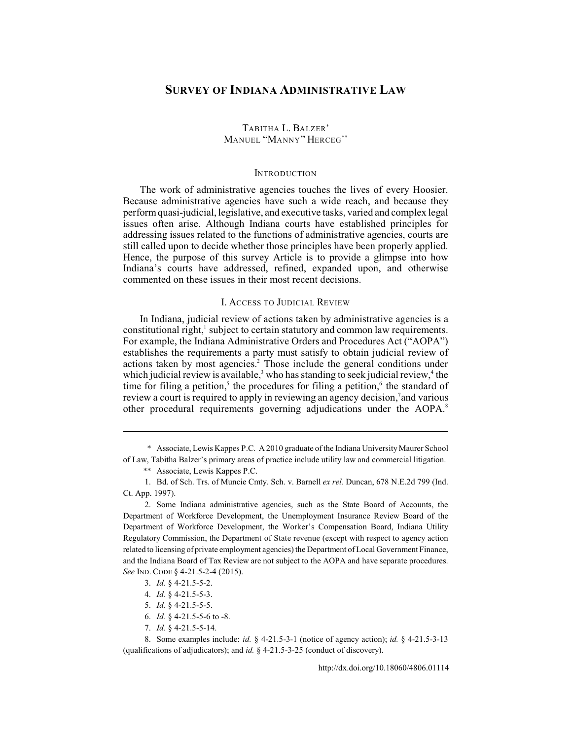# SURVEY OF INDIANA ADMINISTRATIVE LAW

TABITHA L. BALZER*
MANUEL "MANNY" HERCEG**

## INTRODUCTION

The work of administrative agencies touches the lives of every Hoosier. Because administrative agencies have such a wide reach, and because they perform quasi-judicial, legislative, and executive tasks, varied and complex legal issues often arise. Although Indiana courts have established principles for addressing issues related to the functions of administrative agencies, courts are still called upon to decide whether those principles have been properly applied. Hence, the purpose of this survey Article is to provide a glimpse into how Indiana's courts have addressed, refined, expanded upon, and otherwise commented on these issues in their most recent decisions.

## I. ACCESS TO JUDICIAL REVIEW

In Indiana, judicial review of actions taken by administrative agencies is a constitutional right,[1] subject to certain statutory and common law requirements. For example, the Indiana Administrative Orders and Procedures Act ("AOPA") establishes the requirements a party must satisfy to obtain judicial review of actions taken by most agencies.[2] Those include the general conditions under which judicial review is available,[3] who has standing to seek judicial review,[4] the time for filing a petition,[5] the procedures for filing a petition,[6] the standard of review a court is required to apply in reviewing an agency decision,[7] and various other procedural requirements governing adjudications under the AOPA.[8]

---

\* Associate, Lewis Kappes P.C. A 2010 graduate of the Indiana University Maurer School of Law, Tabitha Balzer's primary areas of practice include utility law and commercial litigation.

\*\* Associate, Lewis Kappes P.C.

1. Bd. of Sch. Trs. of Muncie Cmty. Sch. v. Barnell *ex rel.* Duncan, 678 N.E.2d 799 (Ind. Ct. App. 1997).

2. Some Indiana administrative agencies, such as the State Board of Accounts, the Department of Workforce Development, the Unemployment Insurance Review Board of the Department of Workforce Development, the Worker's Compensation Board, Indiana Utility Regulatory Commission, the Department of State revenue (except with respect to agency action related to licensing of private employment agencies) the Department of Local Government Finance, and the Indiana Board of Tax Review are not subject to the AOPA and have separate procedures. *See* IND. CODE § 4-21.5-2-4 (2015).

3. *Id.* § 4-21.5-5-2.

4. *Id.* § 4-21.5-5-3.

5. *Id.* § 4-21.5-5-5.

6. *Id.* § 4-21.5-5-6 to -8.

7. *Id.* § 4-21.5-5-14.

8. Some examples include: *id.* § 4-21.5-3-1 (notice of agency action); *id.* § 4-21.5-3-13 (qualifications of adjudicators); and *id.* § 4-21.5-3-25 (conduct of discovery).

http://dx.doi.org/10.18060/4806.01114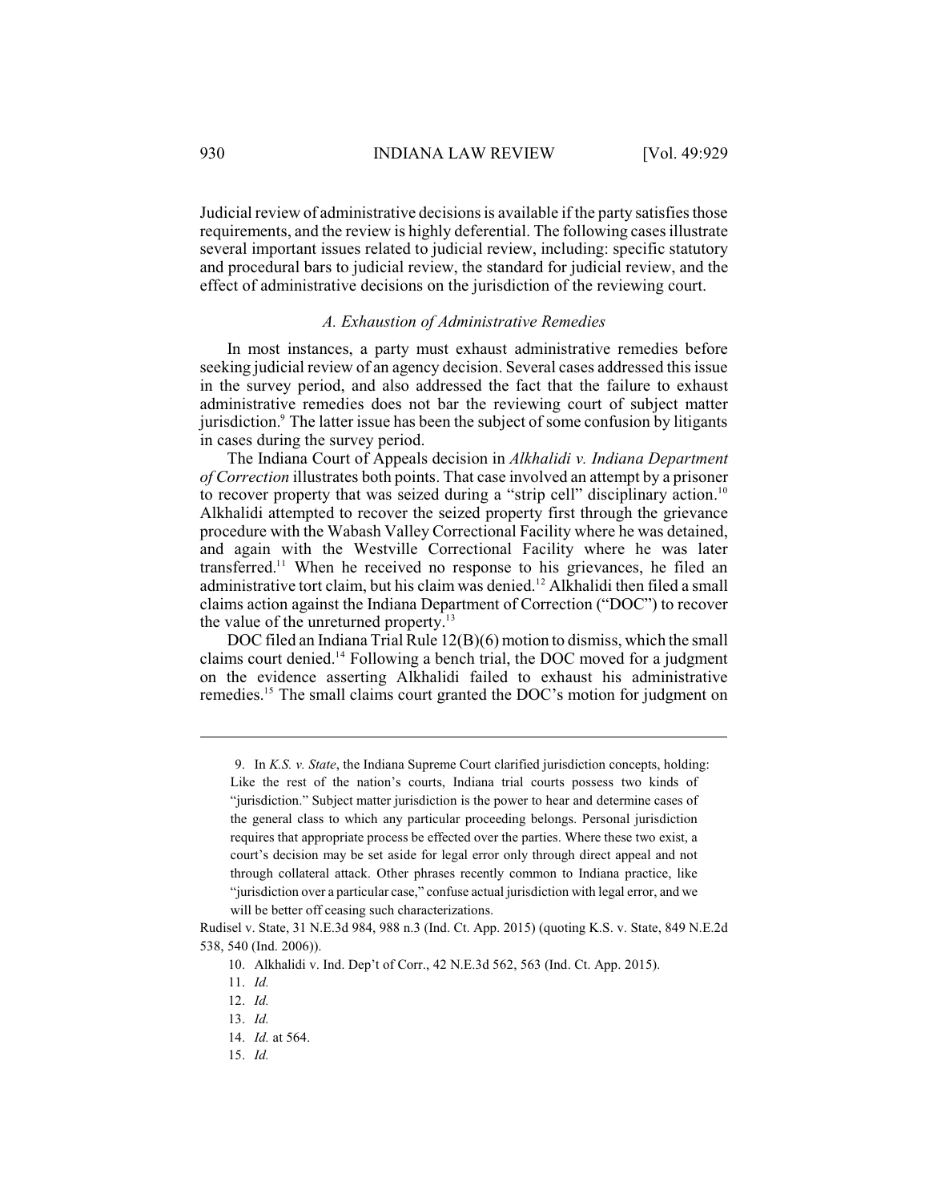Judicial review of administrative decisions is available if the party satisfies those requirements, and the review is highly deferential. The following cases illustrate several important issues related to judicial review, including: specific statutory and procedural bars to judicial review, the standard for judicial review, and the effect of administrative decisions on the jurisdiction of the reviewing court.

### *A. Exhaustion of Administrative Remedies*

In most instances, a party must exhaust administrative remedies before seeking judicial review of an agency decision. Several cases addressed this issue in the survey period, and also addressed the fact that the failure to exhaust administrative remedies does not bar the reviewing court of subject matter jurisdiction.[9] The latter issue has been the subject of some confusion by litigants in cases during the survey period.

The Indiana Court of Appeals decision in *Alkhalidi v. Indiana Department of Correction* illustrates both points. That case involved an attempt by a prisoner to recover property that was seized during a "strip cell" disciplinary action.[10] Alkhalidi attempted to recover the seized property first through the grievance procedure with the Wabash Valley Correctional Facility where he was detained, and again with the Westville Correctional Facility where he was later transferred.[11] When he received no response to his grievances, he filed an administrative tort claim, but his claim was denied.[12] Alkhalidi then filed a small claims action against the Indiana Department of Correction ("DOC") to recover the value of the unreturned property.[13]

DOC filed an Indiana Trial Rule 12(B)(6) motion to dismiss, which the small claims court denied.[14] Following a bench trial, the DOC moved for a judgment on the evidence asserting Alkhalidi failed to exhaust his administrative remedies.[15] The small claims court granted the DOC's motion for judgment on

---

9. In *K.S. v. State*, the Indiana Supreme Court clarified jurisdiction concepts, holding:

> Like the rest of the nation's courts, Indiana trial courts possess two kinds of "jurisdiction." Subject matter jurisdiction is the power to hear and determine cases of the general class to which any particular proceeding belongs. Personal jurisdiction requires that appropriate process be effected over the parties. Where these two exist, a court's decision may be set aside for legal error only through direct appeal and not through collateral attack. Other phrases recently common to Indiana practice, like "jurisdiction over a particular case," confuse actual jurisdiction with legal error, and we will be better off ceasing such characterizations.

Rudisel v. State, 31 N.E.3d 984, 988 n.3 (Ind. Ct. App. 2015) (quoting K.S. v. State, 849 N.E.2d 538, 540 (Ind. 2006)).

10. Alkhalidi v. Ind. Dep't of Corr., 42 N.E.3d 562, 563 (Ind. Ct. App. 2015).

11. *Id.*

12. *Id.*

13. *Id.*

14. *Id.* at 564.

15. *Id.*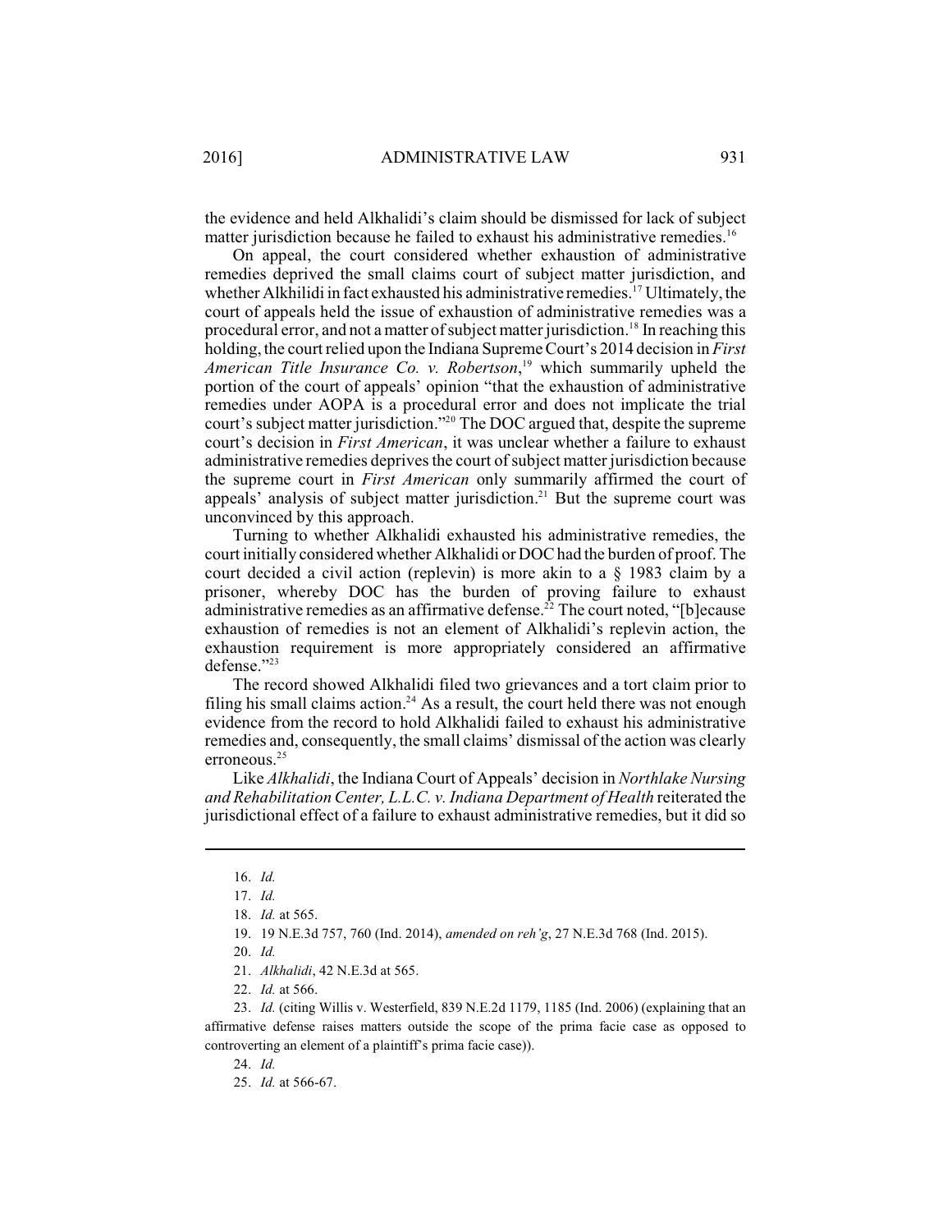the evidence and held Alkhalidi's claim should be dismissed for lack of subject matter jurisdiction because he failed to exhaust his administrative remedies.[16]

On appeal, the court considered whether exhaustion of administrative remedies deprived the small claims court of subject matter jurisdiction, and whether Alkhilidi in fact exhausted his administrative remedies.[17] Ultimately, the court of appeals held the issue of exhaustion of administrative remedies was a procedural error, and not a matter of subject matter jurisdiction.[18] In reaching this holding, the court relied upon the Indiana Supreme Court's 2014 decision in *First American Title Insurance Co. v. Robertson*,[19] which summarily upheld the portion of the court of appeals' opinion "that the exhaustion of administrative remedies under AOPA is a procedural error and does not implicate the trial court's subject matter jurisdiction."[20] The DOC argued that, despite the supreme court's decision in *First American*, it was unclear whether a failure to exhaust administrative remedies deprives the court of subject matter jurisdiction because the supreme court in *First American* only summarily affirmed the court of appeals' analysis of subject matter jurisdiction.[21] But the supreme court was unconvinced by this approach.

Turning to whether Alkhalidi exhausted his administrative remedies, the court initially considered whether Alkhalidi or DOC had the burden of proof. The court decided a civil action (replevin) is more akin to a § 1983 claim by a prisoner, whereby DOC has the burden of proving failure to exhaust administrative remedies as an affirmative defense.[22] The court noted, "[b]ecause exhaustion of remedies is not an element of Alkhalidi's replevin action, the exhaustion requirement is more appropriately considered an affirmative defense."[23]

The record showed Alkhalidi filed two grievances and a tort claim prior to filing his small claims action.[24] As a result, the court held there was not enough evidence from the record to hold Alkhalidi failed to exhaust his administrative remedies and, consequently, the small claims' dismissal of the action was clearly erroneous.[25]

Like *Alkhalidi*, the Indiana Court of Appeals' decision in *Northlake Nursing and Rehabilitation Center, L.L.C. v. Indiana Department of Health* reiterated the jurisdictional effect of a failure to exhaust administrative remedies, but it did so

---

16. *Id.*

17. *Id.*

18. *Id.* at 565.

19. 19 N.E.3d 757, 760 (Ind. 2014), *amended on reh'g*, 27 N.E.3d 768 (Ind. 2015).

20. *Id.*

21. *Alkhalidi*, 42 N.E.3d at 565.

22. *Id.* at 566.

23. *Id.* (citing Willis v. Westerfield, 839 N.E.2d 1179, 1185 (Ind. 2006) (explaining that an affirmative defense raises matters outside the scope of the prima facie case as opposed to controverting an element of a plaintiff's prima facie case)).

24. *Id.*

25. *Id.* at 566-67.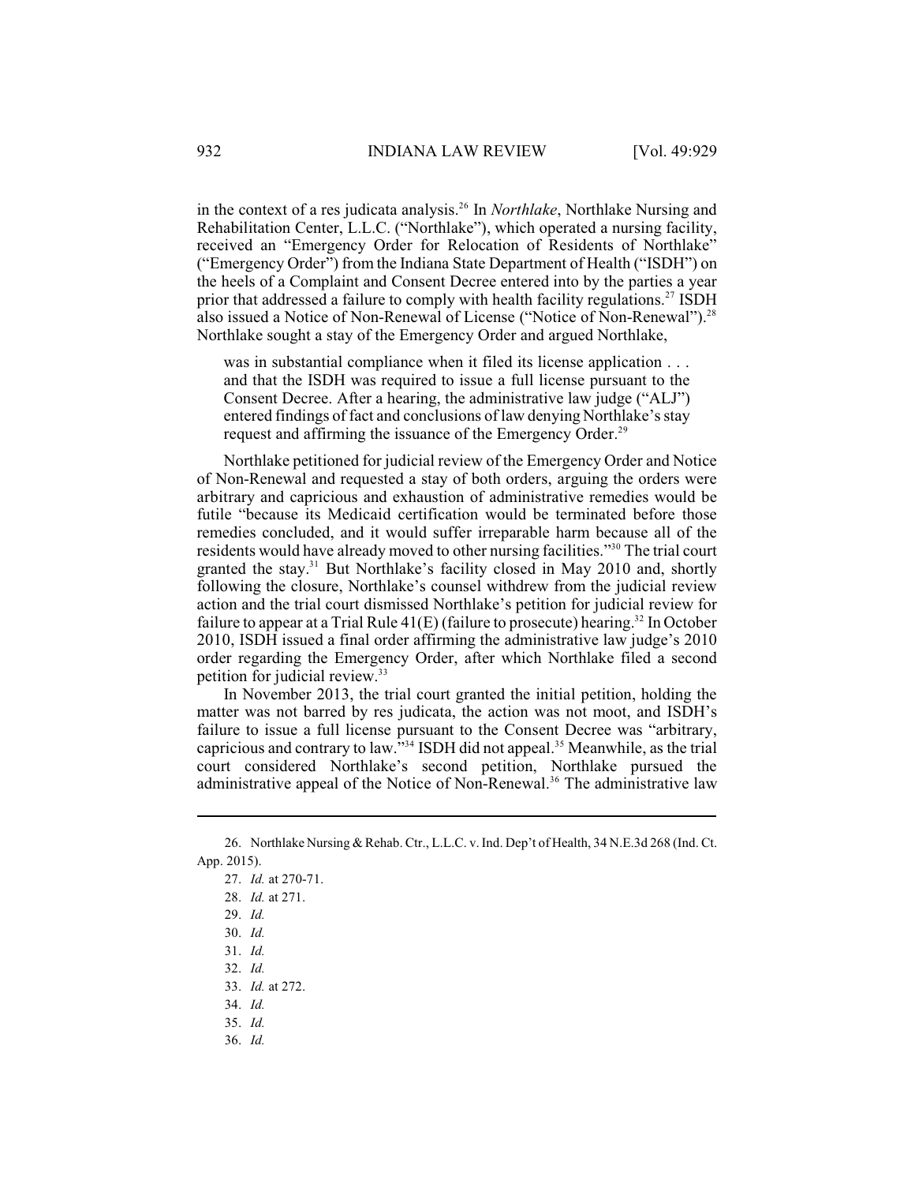in the context of a res judicata analysis.[26] In *Northlake*, Northlake Nursing and Rehabilitation Center, L.L.C. ("Northlake"), which operated a nursing facility, received an "Emergency Order for Relocation of Residents of Northlake" ("Emergency Order") from the Indiana State Department of Health ("ISDH") on the heels of a Complaint and Consent Decree entered into by the parties a year prior that addressed a failure to comply with health facility regulations.[27] ISDH also issued a Notice of Non-Renewal of License ("Notice of Non-Renewal").[28] Northlake sought a stay of the Emergency Order and argued Northlake,

> was in substantial compliance when it filed its license application . . . and that the ISDH was required to issue a full license pursuant to the Consent Decree. After a hearing, the administrative law judge ("ALJ") entered findings of fact and conclusions of law denying Northlake's stay request and affirming the issuance of the Emergency Order.[29]

Northlake petitioned for judicial review of the Emergency Order and Notice of Non-Renewal and requested a stay of both orders, arguing the orders were arbitrary and capricious and exhaustion of administrative remedies would be futile "because its Medicaid certification would be terminated before those remedies concluded, and it would suffer irreparable harm because all of the residents would have already moved to other nursing facilities."[30] The trial court granted the stay.[31] But Northlake's facility closed in May 2010 and, shortly following the closure, Northlake's counsel withdrew from the judicial review action and the trial court dismissed Northlake's petition for judicial review for failure to appear at a Trial Rule 41(E) (failure to prosecute) hearing.[32] In October 2010, ISDH issued a final order affirming the administrative law judge's 2010 order regarding the Emergency Order, after which Northlake filed a second petition for judicial review.[33]

In November 2013, the trial court granted the initial petition, holding the matter was not barred by res judicata, the action was not moot, and ISDH's failure to issue a full license pursuant to the Consent Decree was "arbitrary, capricious and contrary to law."[34] ISDH did not appeal.[35] Meanwhile, as the trial court considered Northlake's second petition, Northlake pursued the administrative appeal of the Notice of Non-Renewal.[36] The administrative law

---

26. Northlake Nursing & Rehab. Ctr., L.L.C. v. Ind. Dep't of Health, 34 N.E.3d 268 (Ind. Ct. App. 2015).
27. *Id.* at 270-71.
28. *Id.* at 271.
29. *Id.*
30. *Id.*
31. *Id.*
32. *Id.*
33. *Id.* at 272.
34. *Id.*
35. *Id.*
36. *Id.*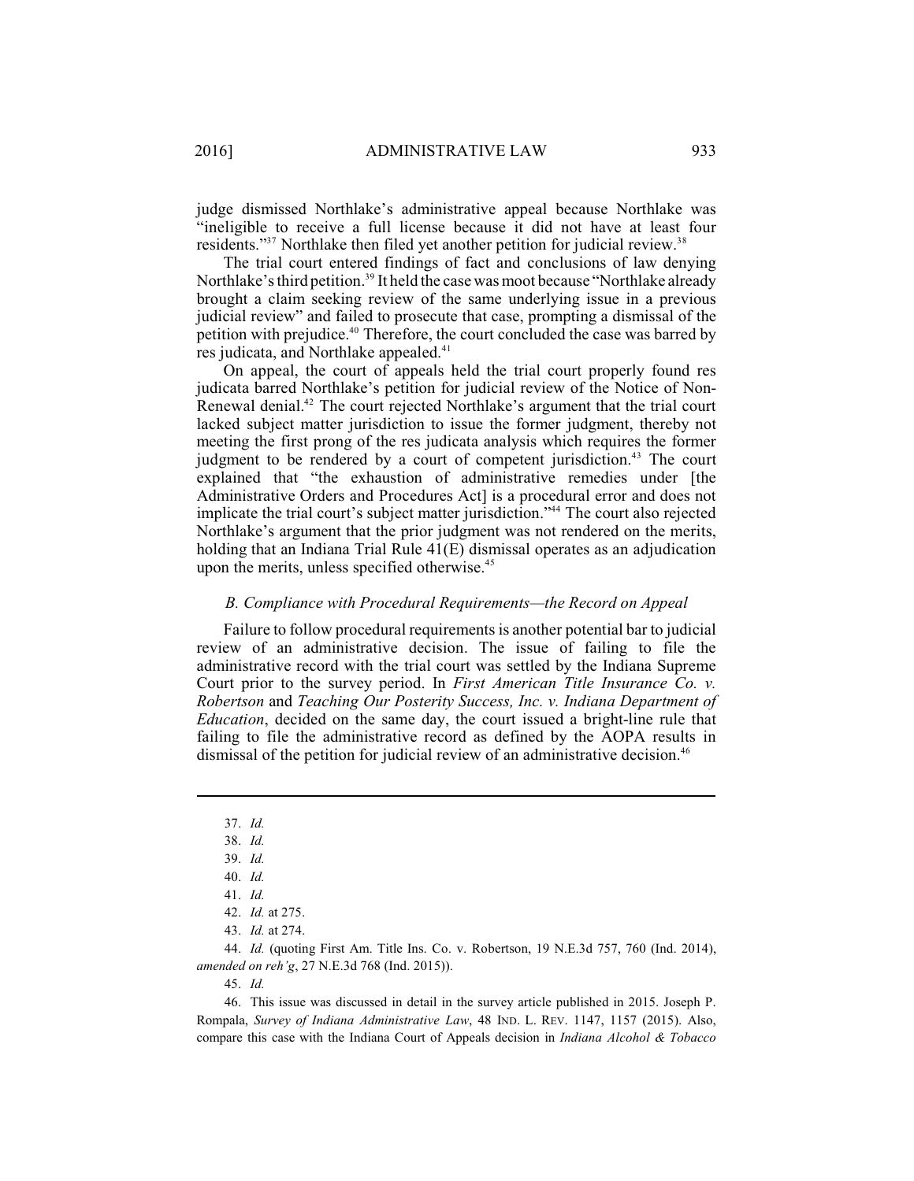judge dismissed Northlake's administrative appeal because Northlake was "ineligible to receive a full license because it did not have at least four residents."[37] Northlake then filed yet another petition for judicial review.[38]

The trial court entered findings of fact and conclusions of law denying Northlake's third petition.[39] It held the case was moot because "Northlake already brought a claim seeking review of the same underlying issue in a previous judicial review" and failed to prosecute that case, prompting a dismissal of the petition with prejudice.[40] Therefore, the court concluded the case was barred by res judicata, and Northlake appealed.[41]

On appeal, the court of appeals held the trial court properly found res judicata barred Northlake's petition for judicial review of the Notice of Non-Renewal denial.[42] The court rejected Northlake's argument that the trial court lacked subject matter jurisdiction to issue the former judgment, thereby not meeting the first prong of the res judicata analysis which requires the former judgment to be rendered by a court of competent jurisdiction.[43] The court explained that "the exhaustion of administrative remedies under [the Administrative Orders and Procedures Act] is a procedural error and does not implicate the trial court's subject matter jurisdiction."[44] The court also rejected Northlake's argument that the prior judgment was not rendered on the merits, holding that an Indiana Trial Rule 41(E) dismissal operates as an adjudication upon the merits, unless specified otherwise.[45]

### *B. Compliance with Procedural Requirements—the Record on Appeal*

Failure to follow procedural requirements is another potential bar to judicial review of an administrative decision. The issue of failing to file the administrative record with the trial court was settled by the Indiana Supreme Court prior to the survey period. In *First American Title Insurance Co. v. Robertson* and *Teaching Our Posterity Success, Inc. v. Indiana Department of Education*, decided on the same day, the court issued a bright-line rule that failing to file the administrative record as defined by the AOPA results in dismissal of the petition for judicial review of an administrative decision.[46]

---

37. *Id.*

38. *Id.*

39. *Id.*

40. *Id.*

41. *Id.*

42. *Id.* at 275.

43. *Id.* at 274.

44. *Id.* (quoting First Am. Title Ins. Co. v. Robertson, 19 N.E.3d 757, 760 (Ind. 2014), *amended on reh'g*, 27 N.E.3d 768 (Ind. 2015)).

45. *Id.*

46. This issue was discussed in detail in the survey article published in 2015. Joseph P. Rompala, *Survey of Indiana Administrative Law*, 48 IND. L. REV. 1147, 1157 (2015). Also, compare this case with the Indiana Court of Appeals decision in *Indiana Alcohol & Tobacco*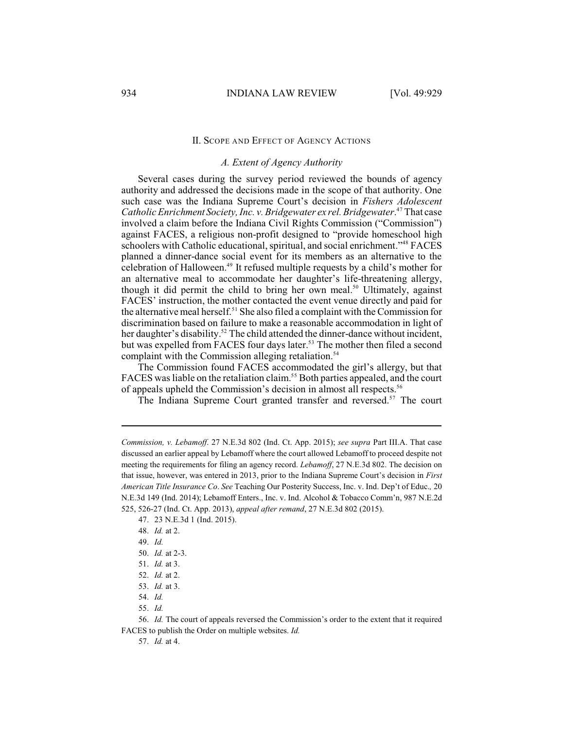## II. Scope and Effect of Agency Actions

### *A. Extent of Agency Authority*

Several cases during the survey period reviewed the bounds of agency authority and addressed the decisions made in the scope of that authority. One such case was the Indiana Supreme Court's decision in *Fishers Adolescent Catholic Enrichment Society, Inc. v. Bridgewater ex rel. Bridgewater*.[47] That case involved a claim before the Indiana Civil Rights Commission ("Commission") against FACES, a religious non-profit designed to "provide homeschool high schoolers with Catholic educational, spiritual, and social enrichment."[48] FACES planned a dinner-dance social event for its members as an alternative to the celebration of Halloween.[49] It refused multiple requests by a child's mother for an alternative meal to accommodate her daughter's life-threatening allergy, though it did permit the child to bring her own meal.[50] Ultimately, against FACES' instruction, the mother contacted the event venue directly and paid for the alternative meal herself.[51] She also filed a complaint with the Commission for discrimination based on failure to make a reasonable accommodation in light of her daughter's disability.[52] The child attended the dinner-dance without incident, but was expelled from FACES four days later.[53] The mother then filed a second complaint with the Commission alleging retaliation.[54]

The Commission found FACES accommodated the girl's allergy, but that FACES was liable on the retaliation claim.[55] Both parties appealed, and the court of appeals upheld the Commission's decision in almost all respects.[56]

The Indiana Supreme Court granted transfer and reversed.[57] The court

---

*Commission, v. Lebamoff*. 27 N.E.3d 802 (Ind. Ct. App. 2015); *see supra* Part III.A. That case discussed an earlier appeal by Lebamoff where the court allowed Lebamoff to proceed despite not meeting the requirements for filing an agency record. *Lebamoff*, 27 N.E.3d 802. The decision on that issue, however, was entered in 2013, prior to the Indiana Supreme Court's decision in *First American Title Insurance Co*. *See* Teaching Our Posterity Success, Inc. v. Ind. Dep't of Educ.*,* 20 N.E.3d 149 (Ind. 2014); Lebamoff Enters., Inc. v. Ind. Alcohol & Tobacco Comm'n, 987 N.E.2d 525, 526-27 (Ind. Ct. App. 2013), *appeal after remand*, 27 N.E.3d 802 (2015).

47. 23 N.E.3d 1 (Ind. 2015).

48. *Id.* at 2.

49. *Id.*

50. *Id.* at 2-3.

51. *Id.* at 3.

52. *Id.* at 2.

53. *Id.* at 3.

54. *Id.*

55. *Id.*

56. *Id.* The court of appeals reversed the Commission's order to the extent that it required FACES to publish the Order on multiple websites. *Id.*

57. *Id.* at 4.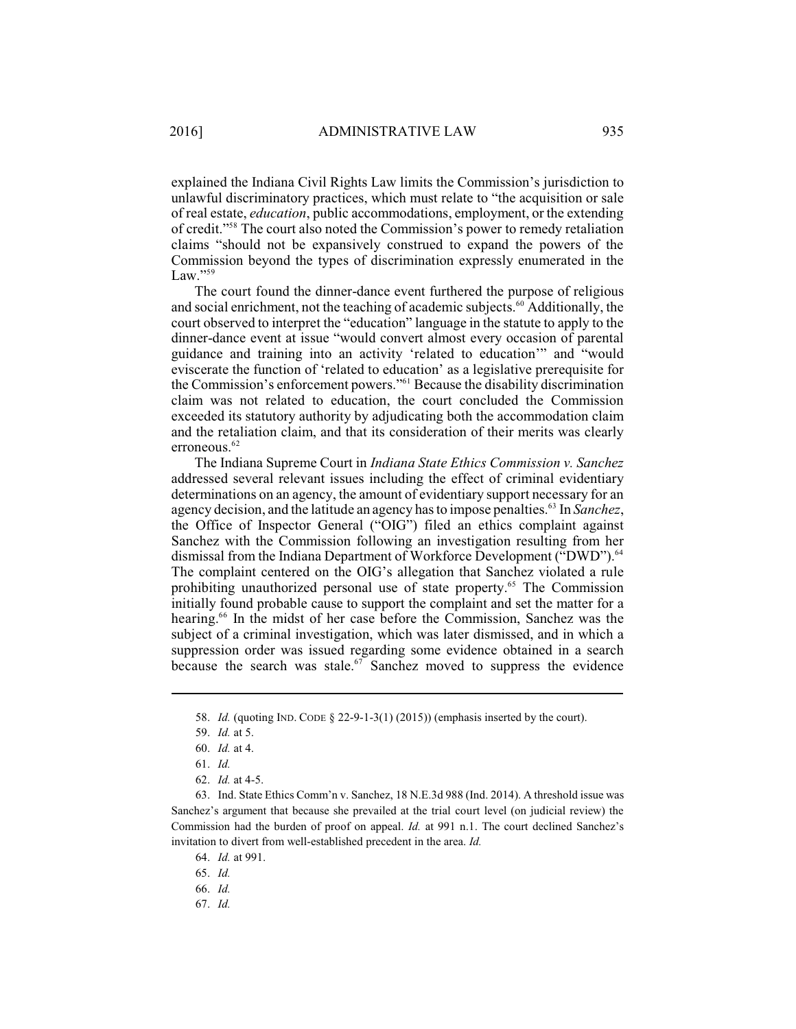explained the Indiana Civil Rights Law limits the Commission's jurisdiction to unlawful discriminatory practices, which must relate to "the acquisition or sale of real estate, *education*, public accommodations, employment, or the extending of credit."[58] The court also noted the Commission's power to remedy retaliation claims "should not be expansively construed to expand the powers of the Commission beyond the types of discrimination expressly enumerated in the Law."[59]

The court found the dinner-dance event furthered the purpose of religious and social enrichment, not the teaching of academic subjects.[60] Additionally, the court observed to interpret the "education" language in the statute to apply to the dinner-dance event at issue "would convert almost every occasion of parental guidance and training into an activity 'related to education'" and "would eviscerate the function of 'related to education' as a legislative prerequisite for the Commission's enforcement powers."[61] Because the disability discrimination claim was not related to education, the court concluded the Commission exceeded its statutory authority by adjudicating both the accommodation claim and the retaliation claim, and that its consideration of their merits was clearly erroneous.[62]

The Indiana Supreme Court in *Indiana State Ethics Commission v. Sanchez* addressed several relevant issues including the effect of criminal evidentiary determinations on an agency, the amount of evidentiary support necessary for an agency decision, and the latitude an agency has to impose penalties.[63] In *Sanchez*, the Office of Inspector General ("OIG") filed an ethics complaint against Sanchez with the Commission following an investigation resulting from her dismissal from the Indiana Department of Workforce Development ("DWD").[64] The complaint centered on the OIG's allegation that Sanchez violated a rule prohibiting unauthorized personal use of state property.[65] The Commission initially found probable cause to support the complaint and set the matter for a hearing.[66] In the midst of her case before the Commission, Sanchez was the subject of a criminal investigation, which was later dismissed, and in which a suppression order was issued regarding some evidence obtained in a search because the search was stale.[67] Sanchez moved to suppress the evidence

---

58. *Id.* (quoting IND. CODE § 22-9-1-3(1) (2015)) (emphasis inserted by the court).

59. *Id.* at 5.

60. *Id.* at 4.

61. *Id.*

62. *Id.* at 4-5.

63. Ind. State Ethics Comm'n v. Sanchez, 18 N.E.3d 988 (Ind. 2014). A threshold issue was Sanchez's argument that because she prevailed at the trial court level (on judicial review) the Commission had the burden of proof on appeal. *Id.* at 991 n.1. The court declined Sanchez's invitation to divert from well-established precedent in the area. *Id.*

64. *Id.* at 991.

65. *Id.*

66. *Id.*

67. *Id.*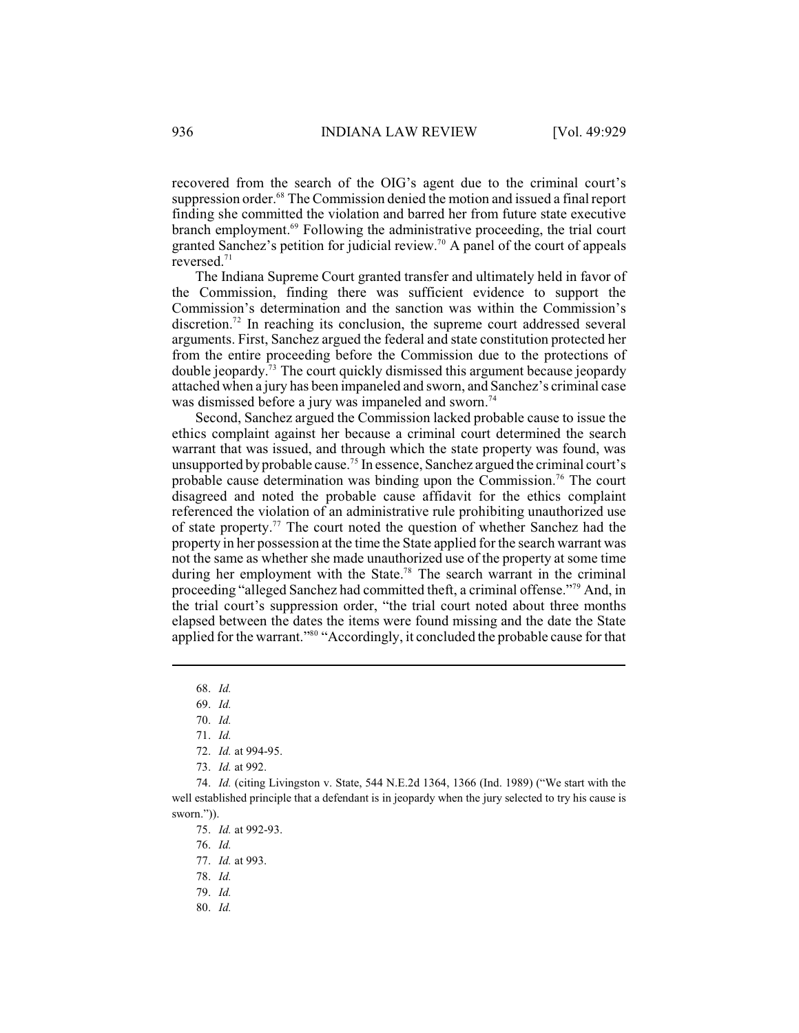recovered from the search of the OIG's agent due to the criminal court's suppression order.[68] The Commission denied the motion and issued a final report finding she committed the violation and barred her from future state executive branch employment.[69] Following the administrative proceeding, the trial court granted Sanchez's petition for judicial review.[70] A panel of the court of appeals reversed.[71]

The Indiana Supreme Court granted transfer and ultimately held in favor of the Commission, finding there was sufficient evidence to support the Commission's determination and the sanction was within the Commission's discretion.[72] In reaching its conclusion, the supreme court addressed several arguments. First, Sanchez argued the federal and state constitution protected her from the entire proceeding before the Commission due to the protections of double jeopardy.[73] The court quickly dismissed this argument because jeopardy attached when a jury has been impaneled and sworn, and Sanchez's criminal case was dismissed before a jury was impaneled and sworn.[74]

Second, Sanchez argued the Commission lacked probable cause to issue the ethics complaint against her because a criminal court determined the search warrant that was issued, and through which the state property was found, was unsupported by probable cause.[75] In essence, Sanchez argued the criminal court's probable cause determination was binding upon the Commission.[76] The court disagreed and noted the probable cause affidavit for the ethics complaint referenced the violation of an administrative rule prohibiting unauthorized use of state property.[77] The court noted the question of whether Sanchez had the property in her possession at the time the State applied for the search warrant was not the same as whether she made unauthorized use of the property at some time during her employment with the State.[78] The search warrant in the criminal proceeding "alleged Sanchez had committed theft, a criminal offense."[79] And, in the trial court's suppression order, "the trial court noted about three months elapsed between the dates the items were found missing and the date the State applied for the warrant."[80] "Accordingly, it concluded the probable cause for that

---

68. *Id.*

69. *Id.*

70. *Id.*

71. *Id.*

72. *Id.* at 994-95.

73. *Id.* at 992.

74. *Id.* (citing Livingston v. State, 544 N.E.2d 1364, 1366 (Ind. 1989) ("We start with the well established principle that a defendant is in jeopardy when the jury selected to try his cause is sworn.")).

75. *Id.* at 992-93.

76. *Id.*

77. *Id.* at 993.

78. *Id.*

79. *Id.*

80. *Id.*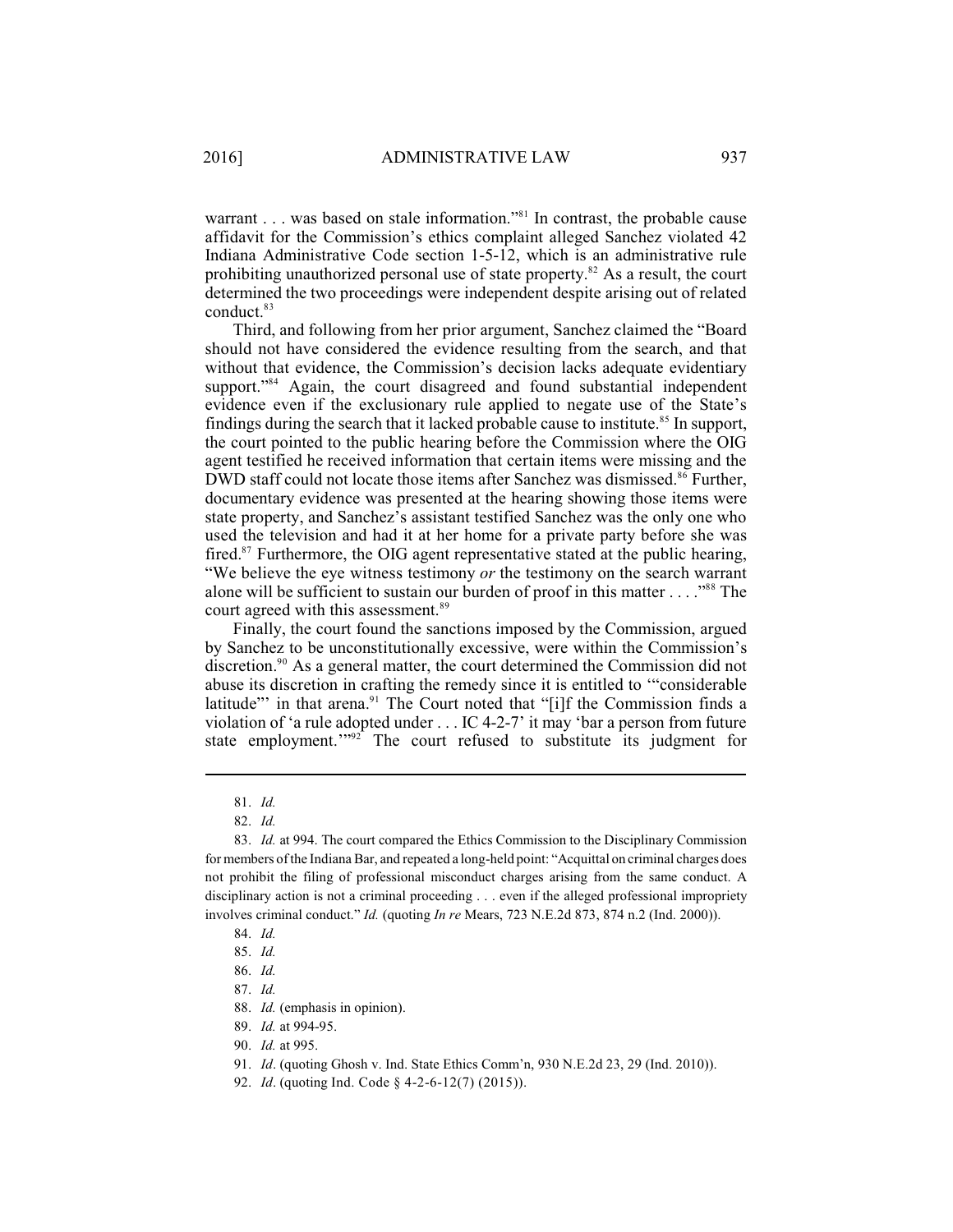warrant . . . was based on stale information."[81] In contrast, the probable cause affidavit for the Commission's ethics complaint alleged Sanchez violated 42 Indiana Administrative Code section 1-5-12, which is an administrative rule prohibiting unauthorized personal use of state property.[82] As a result, the court determined the two proceedings were independent despite arising out of related conduct.[83]

Third, and following from her prior argument, Sanchez claimed the "Board should not have considered the evidence resulting from the search, and that without that evidence, the Commission's decision lacks adequate evidentiary support."[84] Again, the court disagreed and found substantial independent evidence even if the exclusionary rule applied to negate use of the State's findings during the search that it lacked probable cause to institute.[85] In support, the court pointed to the public hearing before the Commission where the OIG agent testified he received information that certain items were missing and the DWD staff could not locate those items after Sanchez was dismissed.[86] Further, documentary evidence was presented at the hearing showing those items were state property, and Sanchez's assistant testified Sanchez was the only one who used the television and had it at her home for a private party before she was fired.[87] Furthermore, the OIG agent representative stated at the public hearing, "We believe the eye witness testimony *or* the testimony on the search warrant alone will be sufficient to sustain our burden of proof in this matter . . . ."[88] The court agreed with this assessment.[89]

Finally, the court found the sanctions imposed by the Commission, argued by Sanchez to be unconstitutionally excessive, were within the Commission's discretion.[90] As a general matter, the court determined the Commission did not abuse its discretion in crafting the remedy since it is entitled to '"considerable latitude"' in that arena.[91] The Court noted that "[i]f the Commission finds a violation of 'a rule adopted under . . . IC 4-2-7' it may 'bar a person from future state employment.'"[92] The court refused to substitute its judgment for

---

81. *Id.*

82. *Id.*

83. *Id.* at 994. The court compared the Ethics Commission to the Disciplinary Commission for members of the Indiana Bar, and repeated a long-held point: "Acquittal on criminal charges does not prohibit the filing of professional misconduct charges arising from the same conduct. A disciplinary action is not a criminal proceeding . . . even if the alleged professional impropriety involves criminal conduct." *Id.* (quoting *In re* Mears, 723 N.E.2d 873, 874 n.2 (Ind. 2000)).

84. *Id.*

85. *Id.*

86. *Id.*

87. *Id.*

88. *Id.* (emphasis in opinion).

89. *Id.* at 994-95.

90. *Id.* at 995.

91. *Id*. (quoting Ghosh v. Ind. State Ethics Comm'n, 930 N.E.2d 23, 29 (Ind. 2010)).

92. *Id*. (quoting Ind. Code § 4-2-6-12(7) (2015)).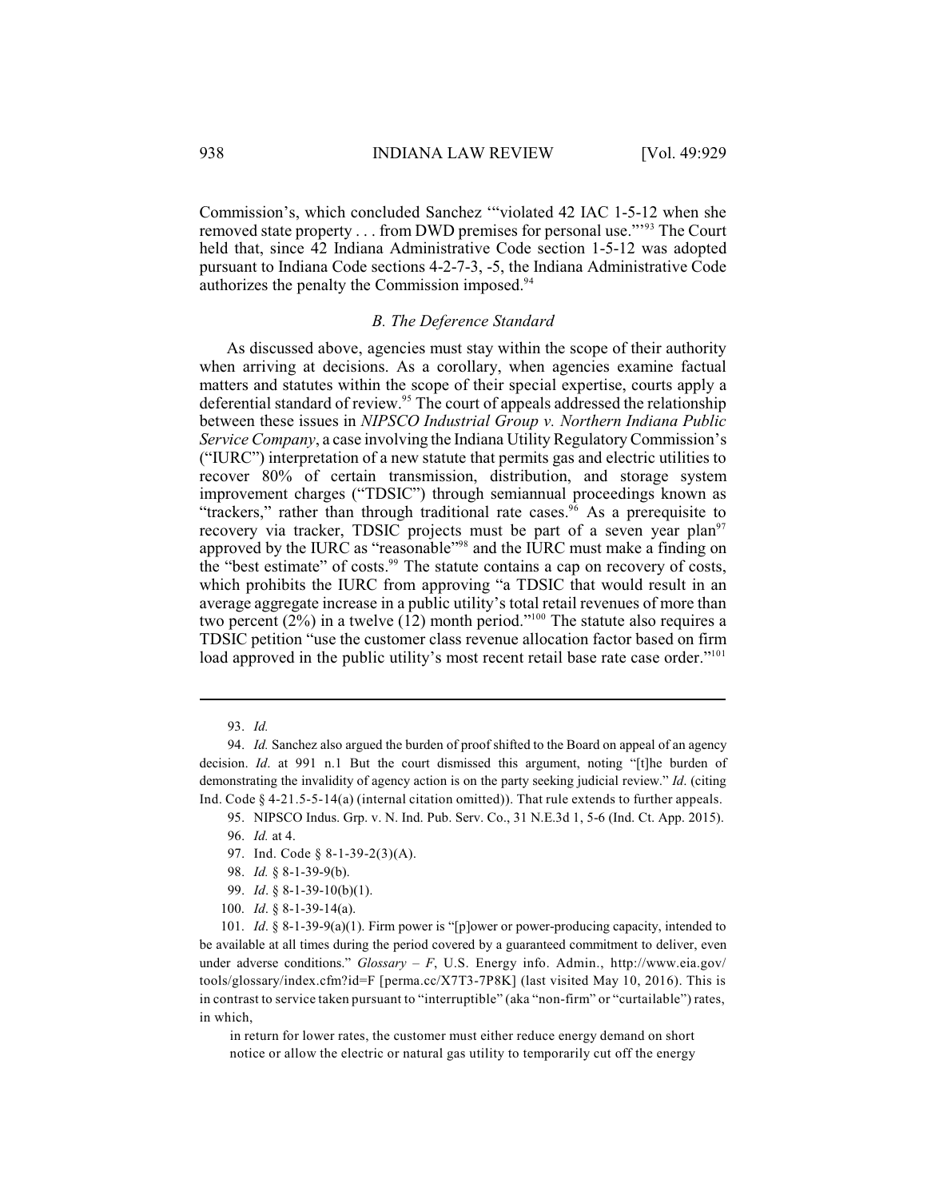Commission's, which concluded Sanchez '"violated 42 IAC 1-5-12 when she removed state property . . . from DWD premises for personal use."'[93] The Court held that, since 42 Indiana Administrative Code section 1-5-12 was adopted pursuant to Indiana Code sections 4-2-7-3, -5, the Indiana Administrative Code authorizes the penalty the Commission imposed.[94]

### *B. The Deference Standard*

As discussed above, agencies must stay within the scope of their authority when arriving at decisions. As a corollary, when agencies examine factual matters and statutes within the scope of their special expertise, courts apply a deferential standard of review.[95] The court of appeals addressed the relationship between these issues in *NIPSCO Industrial Group v. Northern Indiana Public Service Company*, a case involving the Indiana Utility Regulatory Commission's ("IURC") interpretation of a new statute that permits gas and electric utilities to recover 80% of certain transmission, distribution, and storage system improvement charges ("TDSIC") through semiannual proceedings known as "trackers," rather than through traditional rate cases.[96] As a prerequisite to recovery via tracker, TDSIC projects must be part of a seven year plan[97] approved by the IURC as "reasonable"[98] and the IURC must make a finding on the "best estimate" of costs.[99] The statute contains a cap on recovery of costs, which prohibits the IURC from approving "a TDSIC that would result in an average aggregate increase in a public utility's total retail revenues of more than two percent (2%) in a twelve (12) month period."[100] The statute also requires a TDSIC petition "use the customer class revenue allocation factor based on firm load approved in the public utility's most recent retail base rate case order."[101]

---

93. *Id.*

94. *Id.* Sanchez also argued the burden of proof shifted to the Board on appeal of an agency decision. *Id*. at 991 n.1 But the court dismissed this argument, noting "[t]he burden of demonstrating the invalidity of agency action is on the party seeking judicial review." *Id*. (citing Ind. Code § 4-21.5-5-14(a) (internal citation omitted)). That rule extends to further appeals.

95. NIPSCO Indus. Grp. v. N. Ind. Pub. Serv. Co., 31 N.E.3d 1, 5-6 (Ind. Ct. App. 2015).

96. *Id.* at 4.

97. Ind. Code § 8-1-39-2(3)(A).

98. *Id.* § 8-1-39-9(b).

99. *Id*. § 8-1-39-10(b)(1).

100. *Id*. § 8-1-39-14(a).

101. *Id*. § 8-1-39-9(a)(1). Firm power is "[p]ower or power-producing capacity, intended to be available at all times during the period covered by a guaranteed commitment to deliver, even under adverse conditions." *Glossary – F*, U.S. Energy info. Admin., http://www.eia.gov/tools/glossary/index.cfm?id=F [perma.cc/X7T3-7P8K] (last visited May 10, 2016). This is in contrast to service taken pursuant to "interruptible" (aka "non-firm" or "curtailable") rates, in which,

> in return for lower rates, the customer must either reduce energy demand on short notice or allow the electric or natural gas utility to temporarily cut off the energy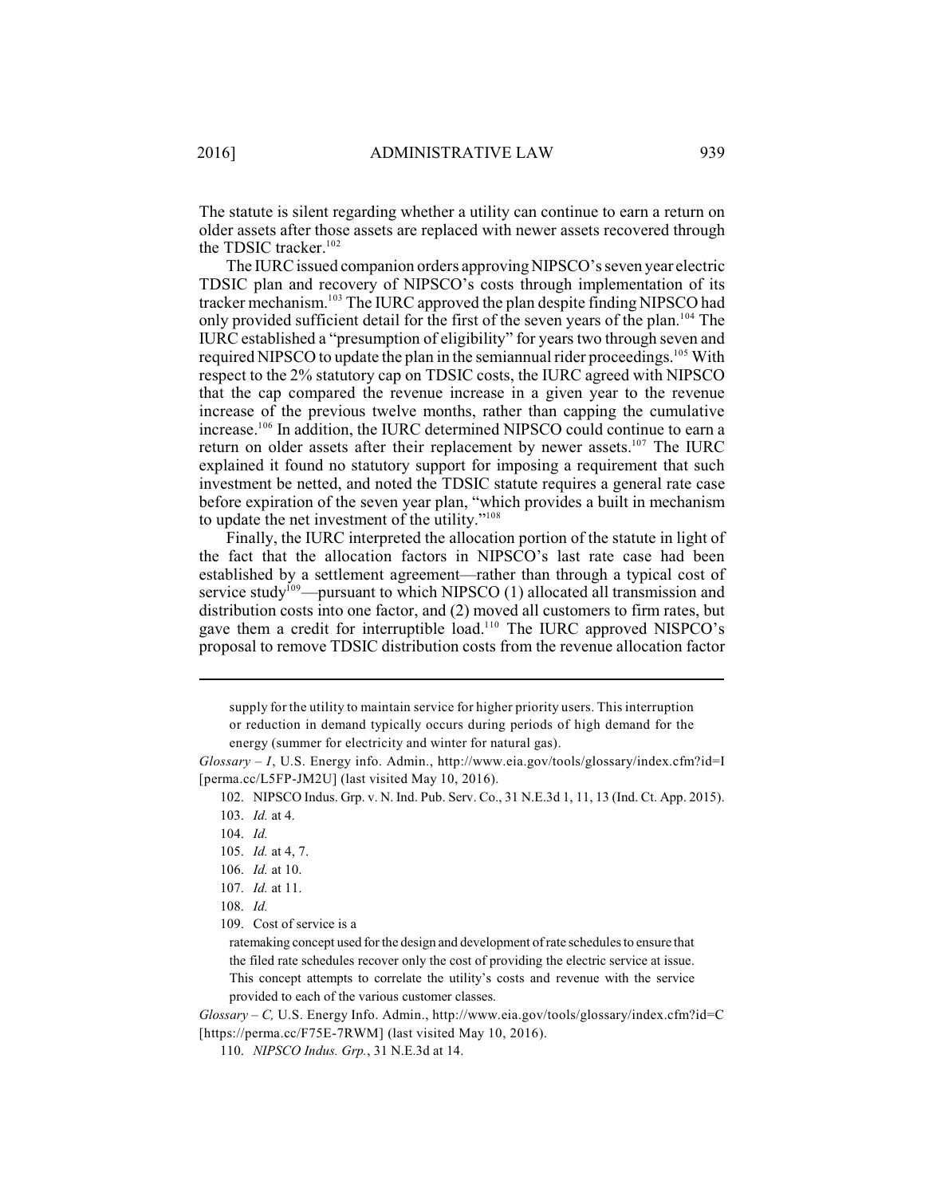The statute is silent regarding whether a utility can continue to earn a return on older assets after those assets are replaced with newer assets recovered through the TDSIC tracker.[102]

The IURC issued companion orders approving NIPSCO's seven year electric TDSIC plan and recovery of NIPSCO's costs through implementation of its tracker mechanism.[103] The IURC approved the plan despite finding NIPSCO had only provided sufficient detail for the first of the seven years of the plan.[104] The IURC established a "presumption of eligibility" for years two through seven and required NIPSCO to update the plan in the semiannual rider proceedings.[105] With respect to the 2% statutory cap on TDSIC costs, the IURC agreed with NIPSCO that the cap compared the revenue increase in a given year to the revenue increase of the previous twelve months, rather than capping the cumulative increase.[106] In addition, the IURC determined NIPSCO could continue to earn a return on older assets after their replacement by newer assets.[107] The IURC explained it found no statutory support for imposing a requirement that such investment be netted, and noted the TDSIC statute requires a general rate case before expiration of the seven year plan, "which provides a built in mechanism to update the net investment of the utility."[108]

Finally, the IURC interpreted the allocation portion of the statute in light of the fact that the allocation factors in NIPSCO's last rate case had been established by a settlement agreement—rather than through a typical cost of service study[109]—pursuant to which NIPSCO (1) allocated all transmission and distribution costs into one factor, and (2) moved all customers to firm rates, but gave them a credit for interruptible load.[110] The IURC approved NISPCO's proposal to remove TDSIC distribution costs from the revenue allocation factor

---

> supply for the utility to maintain service for higher priority users. This interruption or reduction in demand typically occurs during periods of high demand for the energy (summer for electricity and winter for natural gas).

*Glossary – I*, U.S. Energy info. Admin., http://www.eia.gov/tools/glossary/index.cfm?id=I [perma.cc/L5FP-JM2U] (last visited May 10, 2016).

102. NIPSCO Indus. Grp. v. N. Ind. Pub. Serv. Co., 31 N.E.3d 1, 11, 13 (Ind. Ct. App. 2015).

103. *Id.* at 4.

104. *Id.*

105. *Id.* at 4, 7.

106. *Id.* at 10.

107. *Id.* at 11.

108. *Id.*

109. Cost of service is a

> ratemaking concept used for the design and development of rate schedules to ensure that the filed rate schedules recover only the cost of providing the electric service at issue. This concept attempts to correlate the utility's costs and revenue with the service provided to each of the various customer classes.

*Glossary – C,* U.S. Energy Info. Admin., http://www.eia.gov/tools/glossary/index.cfm?id=C [https://perma.cc/F75E-7RWM] (last visited May 10, 2016).

110. *NIPSCO Indus. Grp.*, 31 N.E.3d at 14.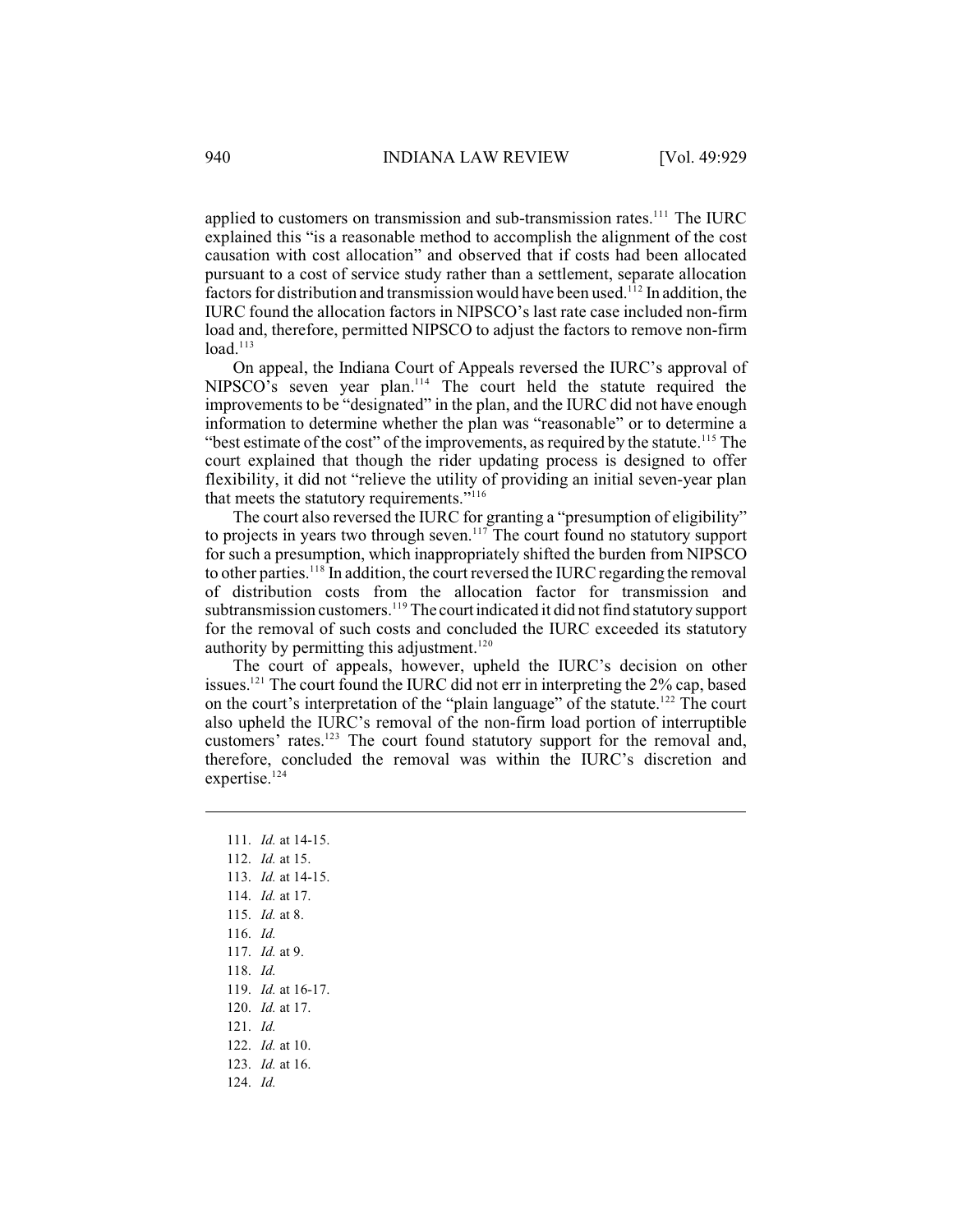applied to customers on transmission and sub-transmission rates.[111] The IURC explained this "is a reasonable method to accomplish the alignment of the cost causation with cost allocation" and observed that if costs had been allocated pursuant to a cost of service study rather than a settlement, separate allocation factors for distribution and transmission would have been used.[112] In addition, the IURC found the allocation factors in NIPSCO's last rate case included non-firm load and, therefore, permitted NIPSCO to adjust the factors to remove non-firm load.[113]

On appeal, the Indiana Court of Appeals reversed the IURC's approval of NIPSCO's seven year plan.[114] The court held the statute required the improvements to be "designated" in the plan, and the IURC did not have enough information to determine whether the plan was "reasonable" or to determine a "best estimate of the cost" of the improvements, as required by the statute.[115] The court explained that though the rider updating process is designed to offer flexibility, it did not "relieve the utility of providing an initial seven-year plan that meets the statutory requirements."[116]

The court also reversed the IURC for granting a "presumption of eligibility" to projects in years two through seven.[117] The court found no statutory support for such a presumption, which inappropriately shifted the burden from NIPSCO to other parties.[118] In addition, the court reversed the IURC regarding the removal of distribution costs from the allocation factor for transmission and subtransmission customers.[119] The court indicated it did not find statutory support for the removal of such costs and concluded the IURC exceeded its statutory authority by permitting this adjustment.[120]

The court of appeals, however, upheld the IURC's decision on other issues.[121] The court found the IURC did not err in interpreting the 2% cap, based on the court's interpretation of the "plain language" of the statute.[122] The court also upheld the IURC's removal of the non-firm load portion of interruptible customers' rates.[123] The court found statutory support for the removal and, therefore, concluded the removal was within the IURC's discretion and expertise.[124]

---

111. *Id.* at 14-15.
112. *Id.* at 15.
113. *Id.* at 14-15.
114. *Id.* at 17.
115. *Id.* at 8.
116. *Id.*
117. *Id.* at 9.
118. *Id.*
119. *Id.* at 16-17.
120. *Id.* at 17.
121. *Id.*
122. *Id.* at 10.
123. *Id.* at 16.
124. *Id.*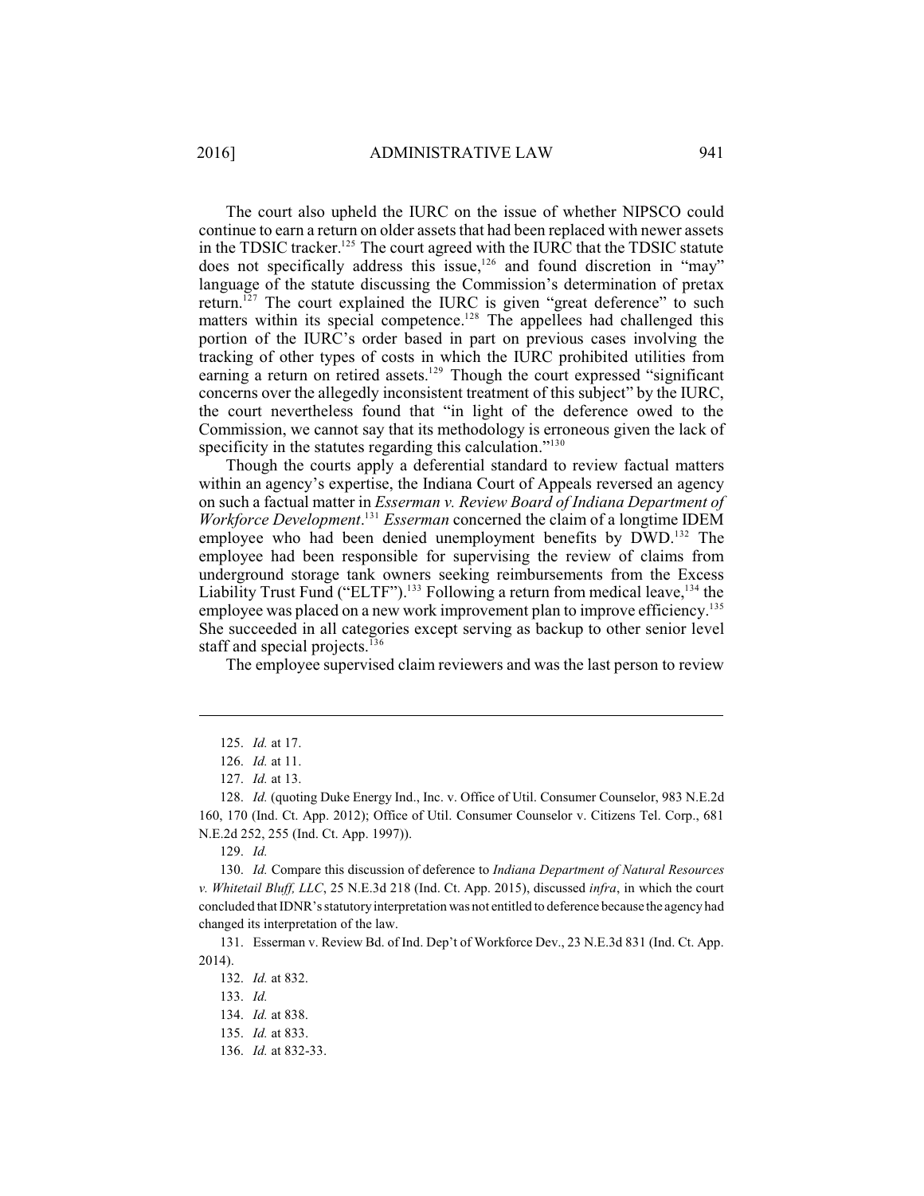The court also upheld the IURC on the issue of whether NIPSCO could continue to earn a return on older assets that had been replaced with newer assets in the TDSIC tracker.[125] The court agreed with the IURC that the TDSIC statute does not specifically address this issue,[126] and found discretion in "may" language of the statute discussing the Commission's determination of pretax return.[127] The court explained the IURC is given "great deference" to such matters within its special competence.[128] The appellees had challenged this portion of the IURC's order based in part on previous cases involving the tracking of other types of costs in which the IURC prohibited utilities from earning a return on retired assets.[129] Though the court expressed "significant concerns over the allegedly inconsistent treatment of this subject" by the IURC, the court nevertheless found that "in light of the deference owed to the Commission, we cannot say that its methodology is erroneous given the lack of specificity in the statutes regarding this calculation."[130]

Though the courts apply a deferential standard to review factual matters within an agency's expertise, the Indiana Court of Appeals reversed an agency on such a factual matter in *Esserman v. Review Board of Indiana Department of Workforce Development*.[131] *Esserman* concerned the claim of a longtime IDEM employee who had been denied unemployment benefits by DWD.[132] The employee had been responsible for supervising the review of claims from underground storage tank owners seeking reimbursements from the Excess Liability Trust Fund ("ELTF").[133] Following a return from medical leave,[134] the employee was placed on a new work improvement plan to improve efficiency.[135] She succeeded in all categories except serving as backup to other senior level staff and special projects.[136]

The employee supervised claim reviewers and was the last person to review

---

125. *Id.* at 17.

126. *Id.* at 11.

127. *Id.* at 13.

128. *Id.* (quoting Duke Energy Ind., Inc. v. Office of Util. Consumer Counselor, 983 N.E.2d 160, 170 (Ind. Ct. App. 2012); Office of Util. Consumer Counselor v. Citizens Tel. Corp., 681 N.E.2d 252, 255 (Ind. Ct. App. 1997)).

129. *Id.*

130. *Id.* Compare this discussion of deference to *Indiana Department of Natural Resources v. Whitetail Bluff, LLC*, 25 N.E.3d 218 (Ind. Ct. App. 2015), discussed *infra*, in which the court concluded that IDNR's statutory interpretation was not entitled to deference because the agency had changed its interpretation of the law.

131. Esserman v. Review Bd. of Ind. Dep't of Workforce Dev., 23 N.E.3d 831 (Ind. Ct. App. 2014).

132. *Id.* at 832.

133. *Id.*

134. *Id.* at 838.

135. *Id.* at 833.

136. *Id.* at 832-33.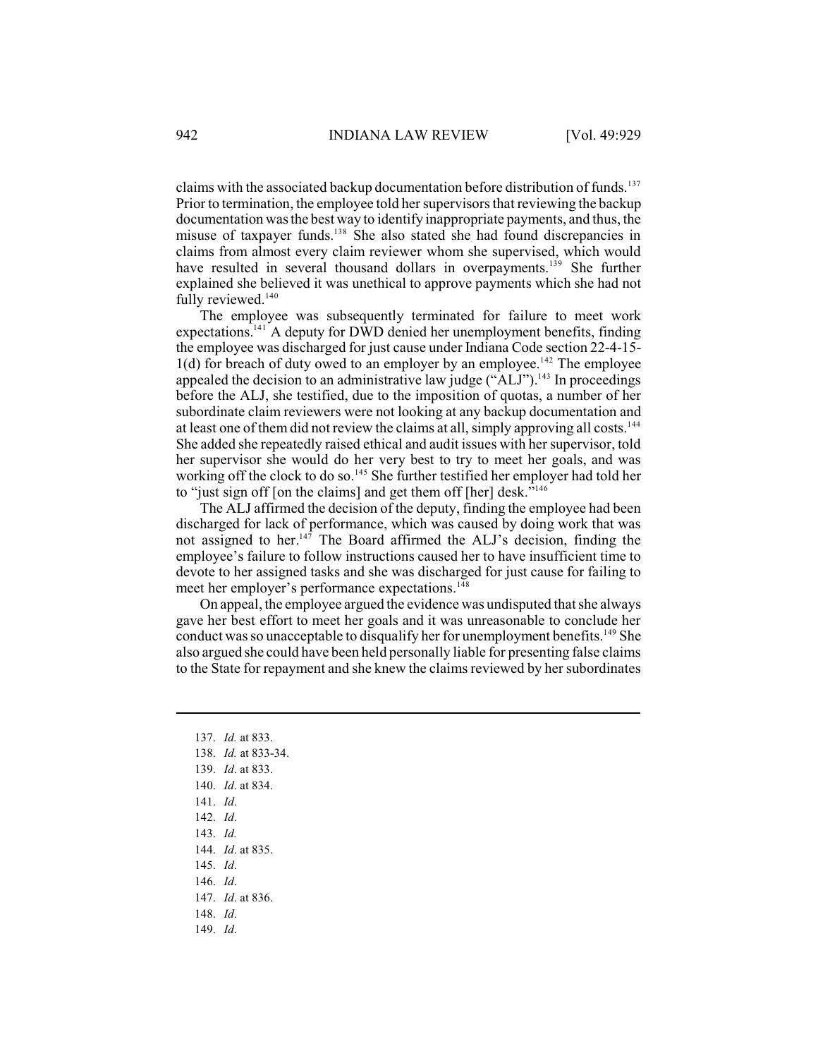claims with the associated backup documentation before distribution of funds.[137] Prior to termination, the employee told her supervisors that reviewing the backup documentation was the best way to identify inappropriate payments, and thus, the misuse of taxpayer funds.[138] She also stated she had found discrepancies in claims from almost every claim reviewer whom she supervised, which would have resulted in several thousand dollars in overpayments.[139] She further explained she believed it was unethical to approve payments which she had not fully reviewed.[140]

The employee was subsequently terminated for failure to meet work expectations.[141] A deputy for DWD denied her unemployment benefits, finding the employee was discharged for just cause under Indiana Code section 22-4-15-1(d) for breach of duty owed to an employer by an employee.[142] The employee appealed the decision to an administrative law judge ("ALJ").[143] In proceedings before the ALJ, she testified, due to the imposition of quotas, a number of her subordinate claim reviewers were not looking at any backup documentation and at least one of them did not review the claims at all, simply approving all costs.[144] She added she repeatedly raised ethical and audit issues with her supervisor, told her supervisor she would do her very best to try to meet her goals, and was working off the clock to do so.[145] She further testified her employer had told her to "just sign off [on the claims] and get them off [her] desk."[146]

The ALJ affirmed the decision of the deputy, finding the employee had been discharged for lack of performance, which was caused by doing work that was not assigned to her.[147] The Board affirmed the ALJ's decision, finding the employee's failure to follow instructions caused her to have insufficient time to devote to her assigned tasks and she was discharged for just cause for failing to meet her employer's performance expectations.[148]

On appeal, the employee argued the evidence was undisputed that she always gave her best effort to meet her goals and it was unreasonable to conclude her conduct was so unacceptable to disqualify her for unemployment benefits.[149] She also argued she could have been held personally liable for presenting false claims to the State for repayment and she knew the claims reviewed by her subordinates

---

137. *Id.* at 833.
138. *Id.* at 833-34.
139. *Id*. at 833.
140. *Id*. at 834.
141. *Id*.
142. *Id*.
143. *Id.*
144. *Id*. at 835.
145. *Id*.
146. *Id*.
147. *Id*. at 836.
148. *Id*.
149. *Id*.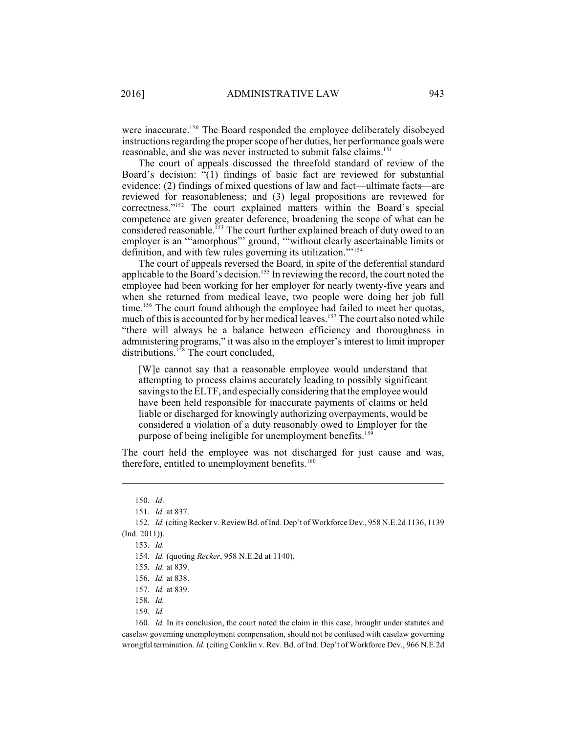were inaccurate.[150] The Board responded the employee deliberately disobeyed instructions regarding the proper scope of her duties, her performance goals were reasonable, and she was never instructed to submit false claims.[151]

The court of appeals discussed the threefold standard of review of the Board's decision: "(1) findings of basic fact are reviewed for substantial evidence; (2) findings of mixed questions of law and fact—ultimate facts—are reviewed for reasonableness; and (3) legal propositions are reviewed for correctness."[152] The court explained matters within the Board's special competence are given greater deference, broadening the scope of what can be considered reasonable.[153] The court further explained breach of duty owed to an employer is an '"amorphous"' ground, '"without clearly ascertainable limits or definition, and with few rules governing its utilization."'[154]

The court of appeals reversed the Board, in spite of the deferential standard applicable to the Board's decision.[155] In reviewing the record, the court noted the employee had been working for her employer for nearly twenty-five years and when she returned from medical leave, two people were doing her job full time.[156] The court found although the employee had failed to meet her quotas, much of this is accounted for by her medical leaves.[157] The court also noted while "there will always be a balance between efficiency and thoroughness in administering programs," it was also in the employer's interest to limit improper distributions.[158] The court concluded,

> [W]e cannot say that a reasonable employee would understand that attempting to process claims accurately leading to possibly significant savings to the ELTF, and especially considering that the employee would have been held responsible for inaccurate payments of claims or held liable or discharged for knowingly authorizing overpayments, would be considered a violation of a duty reasonably owed to Employer for the purpose of being ineligible for unemployment benefits.[159]

The court held the employee was not discharged for just cause and was, therefore, entitled to unemployment benefits.[160]

---

150. *Id*.

151. *Id*. at 837.

152. *Id.* (citing Recker v. Review Bd. of Ind. Dep't of Workforce Dev., 958 N.E.2d 1136, 1139 (Ind. 2011)).

153. *Id.*

154. *Id.* (quoting *Recker*, 958 N.E.2d at 1140).

155. *Id.* at 839.

156. *Id.* at 838.

157. *Id.* at 839.

158. *Id.*

159. *Id.*

160. *Id.* In its conclusion, the court noted the claim in this case, brought under statutes and caselaw governing unemployment compensation, should not be confused with caselaw governing wrongful termination. *Id.* (citing Conklin v. Rev. Bd. of Ind. Dep't of Workforce Dev., 966 N.E.2d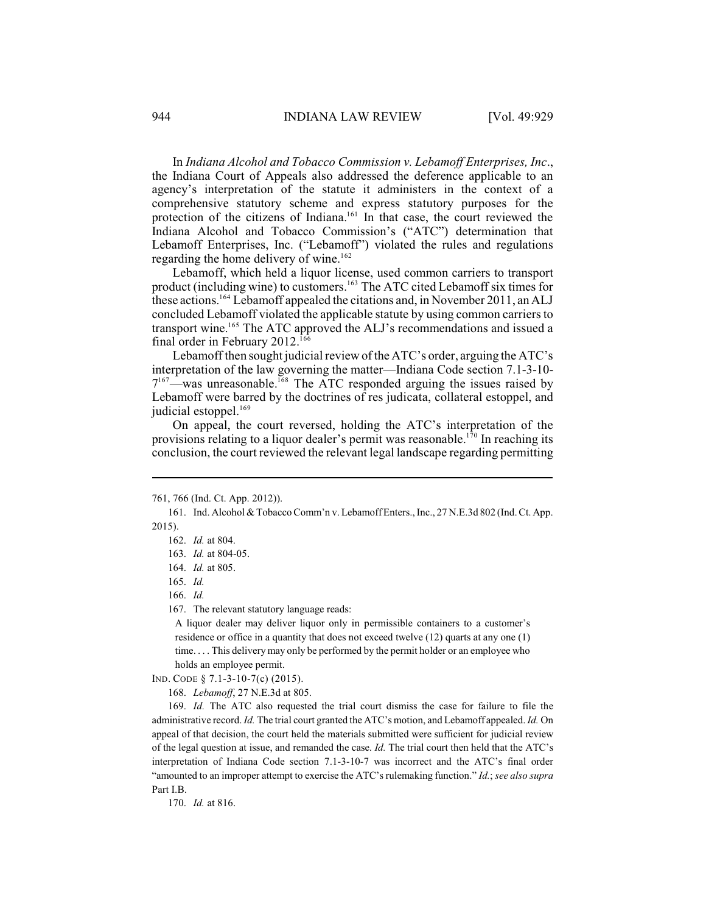In *Indiana Alcohol and Tobacco Commission v. Lebamoff Enterprises, Inc*., the Indiana Court of Appeals also addressed the deference applicable to an agency's interpretation of the statute it administers in the context of a comprehensive statutory scheme and express statutory purposes for the protection of the citizens of Indiana.[161] In that case, the court reviewed the Indiana Alcohol and Tobacco Commission's ("ATC") determination that Lebamoff Enterprises, Inc. ("Lebamoff") violated the rules and regulations regarding the home delivery of wine.[162]

Lebamoff, which held a liquor license, used common carriers to transport product (including wine) to customers.[163] The ATC cited Lebamoff six times for these actions.[164] Lebamoff appealed the citations and, in November 2011, an ALJ concluded Lebamoff violated the applicable statute by using common carriers to transport wine.[165] The ATC approved the ALJ's recommendations and issued a final order in February 2012.[166]

Lebamoff then sought judicial review of the ATC's order, arguing the ATC's interpretation of the law governing the matter—Indiana Code section 7.1-3-10-7[167]—was unreasonable.[168] The ATC responded arguing the issues raised by Lebamoff were barred by the doctrines of res judicata, collateral estoppel, and judicial estoppel.[169]

On appeal, the court reversed, holding the ATC's interpretation of the provisions relating to a liquor dealer's permit was reasonable.[170] In reaching its conclusion, the court reviewed the relevant legal landscape regarding permitting

---

761, 766 (Ind. Ct. App. 2012)).

161. Ind. Alcohol & Tobacco Comm'n v. Lebamoff Enters., Inc., 27 N.E.3d 802 (Ind. Ct. App. 2015).

162. *Id.* at 804.

163. *Id.* at 804-05.

164. *Id.* at 805.

165. *Id.*

166. *Id.*

167. The relevant statutory language reads:

> A liquor dealer may deliver liquor only in permissible containers to a customer's residence or office in a quantity that does not exceed twelve (12) quarts at any one (1) time. . . . This delivery may only be performed by the permit holder or an employee who holds an employee permit.

IND. CODE § 7.1-3-10-7(c) (2015).

168. *Lebamoff*, 27 N.E.3d at 805.

169. *Id.* The ATC also requested the trial court dismiss the case for failure to file the administrative record. *Id.* The trial court granted the ATC's motion, and Lebamoff appealed. *Id.* On appeal of that decision, the court held the materials submitted were sufficient for judicial review of the legal question at issue, and remanded the case. *Id.* The trial court then held that the ATC's interpretation of Indiana Code section 7.1-3-10-7 was incorrect and the ATC's final order "amounted to an improper attempt to exercise the ATC's rulemaking function." *Id.*; *see also supra* Part I.B.

170. *Id.* at 816.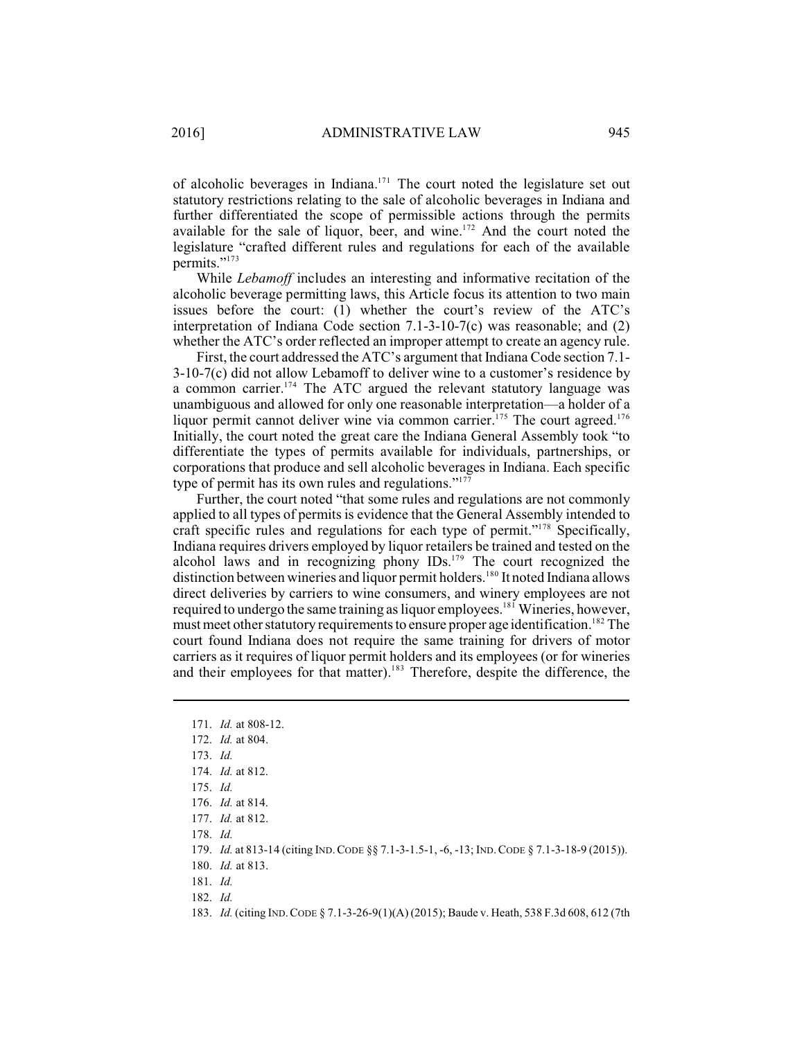of alcoholic beverages in Indiana.[171] The court noted the legislature set out statutory restrictions relating to the sale of alcoholic beverages in Indiana and further differentiated the scope of permissible actions through the permits available for the sale of liquor, beer, and wine.[172] And the court noted the legislature "crafted different rules and regulations for each of the available permits."[173]

While *Lebamoff* includes an interesting and informative recitation of the alcoholic beverage permitting laws, this Article focus its attention to two main issues before the court: (1) whether the court's review of the ATC's interpretation of Indiana Code section 7.1-3-10-7(c) was reasonable; and (2) whether the ATC's order reflected an improper attempt to create an agency rule.

First, the court addressed the ATC's argument that Indiana Code section 7.1-3-10-7(c) did not allow Lebamoff to deliver wine to a customer's residence by a common carrier.[174] The ATC argued the relevant statutory language was unambiguous and allowed for only one reasonable interpretation—a holder of a liquor permit cannot deliver wine via common carrier.[175] The court agreed.[176] Initially, the court noted the great care the Indiana General Assembly took "to differentiate the types of permits available for individuals, partnerships, or corporations that produce and sell alcoholic beverages in Indiana. Each specific type of permit has its own rules and regulations."[177]

Further, the court noted "that some rules and regulations are not commonly applied to all types of permits is evidence that the General Assembly intended to craft specific rules and regulations for each type of permit."[178] Specifically, Indiana requires drivers employed by liquor retailers be trained and tested on the alcohol laws and in recognizing phony IDs.[179] The court recognized the distinction between wineries and liquor permit holders.[180] It noted Indiana allows direct deliveries by carriers to wine consumers, and winery employees are not required to undergo the same training as liquor employees.[181] Wineries, however, must meet other statutory requirements to ensure proper age identification.[182] The court found Indiana does not require the same training for drivers of motor carriers as it requires of liquor permit holders and its employees (or for wineries and their employees for that matter).[183] Therefore, despite the difference, the

---

171. *Id.* at 808-12.
172. *Id.* at 804.
173. *Id.*
174. *Id.* at 812.
175. *Id.*
176. *Id.* at 814.
177. *Id.* at 812.
178. *Id.*
179. *Id.* at 813-14 (citing IND. CODE §§ 7.1-3-1.5-1, -6, -13; IND. CODE § 7.1-3-18-9 (2015)).
180. *Id.* at 813.
181. *Id.*
182. *Id.*
183. *Id.* (citing IND. CODE § 7.1-3-26-9(1)(A) (2015); Baude v. Heath, 538 F.3d 608, 612 (7th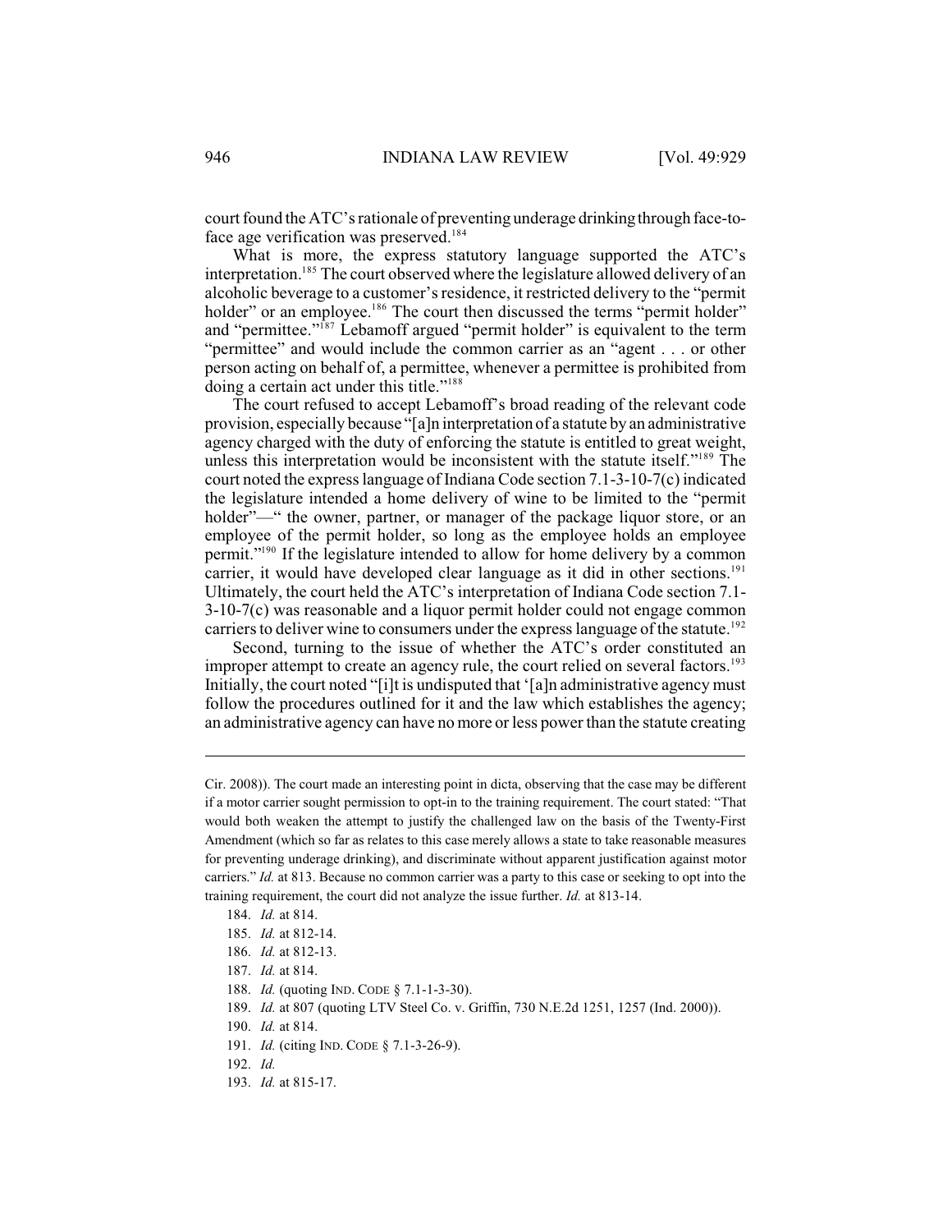court found the ATC's rationale of preventing underage drinking through face-to-face age verification was preserved.[184]

What is more, the express statutory language supported the ATC's interpretation.[185] The court observed where the legislature allowed delivery of an alcoholic beverage to a customer's residence, it restricted delivery to the "permit holder" or an employee.[186] The court then discussed the terms "permit holder" and "permittee."[187] Lebamoff argued "permit holder" is equivalent to the term "permittee" and would include the common carrier as an "agent . . . or other person acting on behalf of, a permittee, whenever a permittee is prohibited from doing a certain act under this title."[188]

The court refused to accept Lebamoff's broad reading of the relevant code provision, especially because "[a]n interpretation of a statute by an administrative agency charged with the duty of enforcing the statute is entitled to great weight, unless this interpretation would be inconsistent with the statute itself."[189] The court noted the express language of Indiana Code section 7.1-3-10-7(c) indicated the legislature intended a home delivery of wine to be limited to the "permit holder"—" the owner, partner, or manager of the package liquor store, or an employee of the permit holder, so long as the employee holds an employee permit."[190] If the legislature intended to allow for home delivery by a common carrier, it would have developed clear language as it did in other sections.[191] Ultimately, the court held the ATC's interpretation of Indiana Code section 7.1-3-10-7(c) was reasonable and a liquor permit holder could not engage common carriers to deliver wine to consumers under the express language of the statute.[192]

Second, turning to the issue of whether the ATC's order constituted an improper attempt to create an agency rule, the court relied on several factors.[193] Initially, the court noted "[i]t is undisputed that '[a]n administrative agency must follow the procedures outlined for it and the law which establishes the agency; an administrative agency can have no more or less power than the statute creating

---

Cir. 2008)). The court made an interesting point in dicta, observing that the case may be different if a motor carrier sought permission to opt-in to the training requirement. The court stated: "That would both weaken the attempt to justify the challenged law on the basis of the Twenty-First Amendment (which so far as relates to this case merely allows a state to take reasonable measures for preventing underage drinking), and discriminate without apparent justification against motor carriers." *Id.* at 813. Because no common carrier was a party to this case or seeking to opt into the training requirement, the court did not analyze the issue further. *Id.* at 813-14.

184. *Id.* at 814.

185. *Id.* at 812-14.

186. *Id.* at 812-13.

187. *Id.* at 814.

188. *Id.* (quoting IND. CODE § 7.1-1-3-30).

189. *Id.* at 807 (quoting LTV Steel Co. v. Griffin, 730 N.E.2d 1251, 1257 (Ind. 2000)).

190. *Id.* at 814.

191. *Id.* (citing IND. CODE § 7.1-3-26-9).

192. *Id.*

193. *Id.* at 815-17.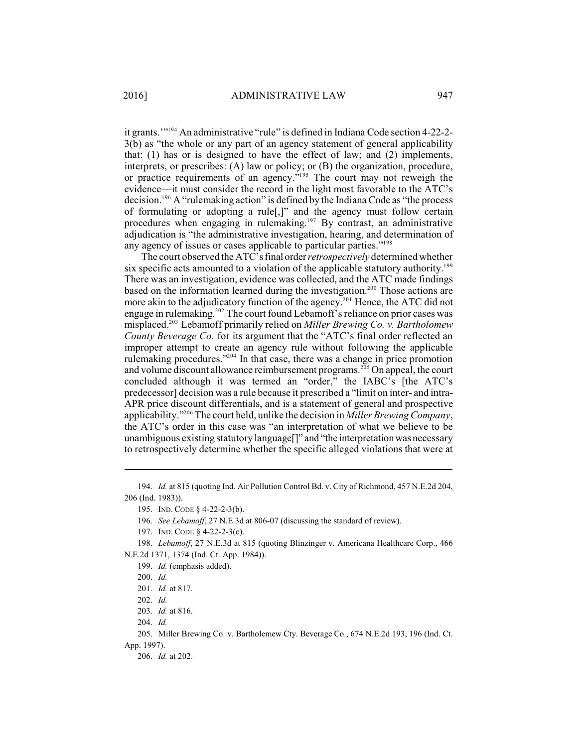it grants.'"[194] An administrative "rule" is defined in Indiana Code section 4-22-2-3(b) as "the whole or any part of an agency statement of general applicability that: (1) has or is designed to have the effect of law; and (2) implements, interprets, or prescribes: (A) law or policy; or (B) the organization, procedure, or practice requirements of an agency."[195] The court may not reweigh the evidence—it must consider the record in the light most favorable to the ATC's decision.[196] A "rulemaking action" is defined by the Indiana Code as "the process of formulating or adopting a rule[,]" and the agency must follow certain procedures when engaging in rulemaking.[197] By contrast, an administrative adjudication is "the administrative investigation, hearing, and determination of any agency of issues or cases applicable to particular parties."[198]

The court observed the ATC's final order *retrospectively* determined whether six specific acts amounted to a violation of the applicable statutory authority.[199] There was an investigation, evidence was collected, and the ATC made findings based on the information learned during the investigation.[200] Those actions are more akin to the adjudicatory function of the agency.[201] Hence, the ATC did not engage in rulemaking.[202] The court found Lebamoff's reliance on prior cases was misplaced.[203] Lebamoff primarily relied on *Miller Brewing Co. v. Bartholomew County Beverage Co.* for its argument that the "ATC's final order reflected an improper attempt to create an agency rule without following the applicable rulemaking procedures."[204] In that case, there was a change in price promotion and volume discount allowance reimbursement programs.[205] On appeal, the court concluded although it was termed an "order," the IABC's [the ATC's predecessor] decision was a rule because it prescribed a "limit on inter- and intra-APR price discount differentials, and is a statement of general and prospective applicability."[206] The court held, unlike the decision in *Miller Brewing Company*, the ATC's order in this case was "an interpretation of what we believe to be unambiguous existing statutory language[]" and "the interpretation was necessary to retrospectively determine whether the specific alleged violations that were at

---

194. *Id.* at 815 (quoting Ind. Air Pollution Control Bd. v. City of Richmond, 457 N.E.2d 204, 206 (Ind. 1983)).

195. IND. CODE § 4-22-2-3(b).

196. *See Lebamoff*, 27 N.E.3d at 806-07 (discussing the standard of review).

197. IND. CODE § 4-22-2-3(c).

198. *Lebamoff*, 27 N.E.3d at 815 (quoting Blinzinger v. Americana Healthcare Corp., 466 N.E.2d 1371, 1374 (Ind. Ct. App. 1984)).

199. *Id.* (emphasis added).

200. *Id.*

201. *Id.* at 817.

202. *Id.*

203. *Id.* at 816.

204. *Id.*

205. Miller Brewing Co. v. Bartholemew Cty. Beverage Co., 674 N.E.2d 193, 196 (Ind. Ct. App. 1997).

206. *Id.* at 202.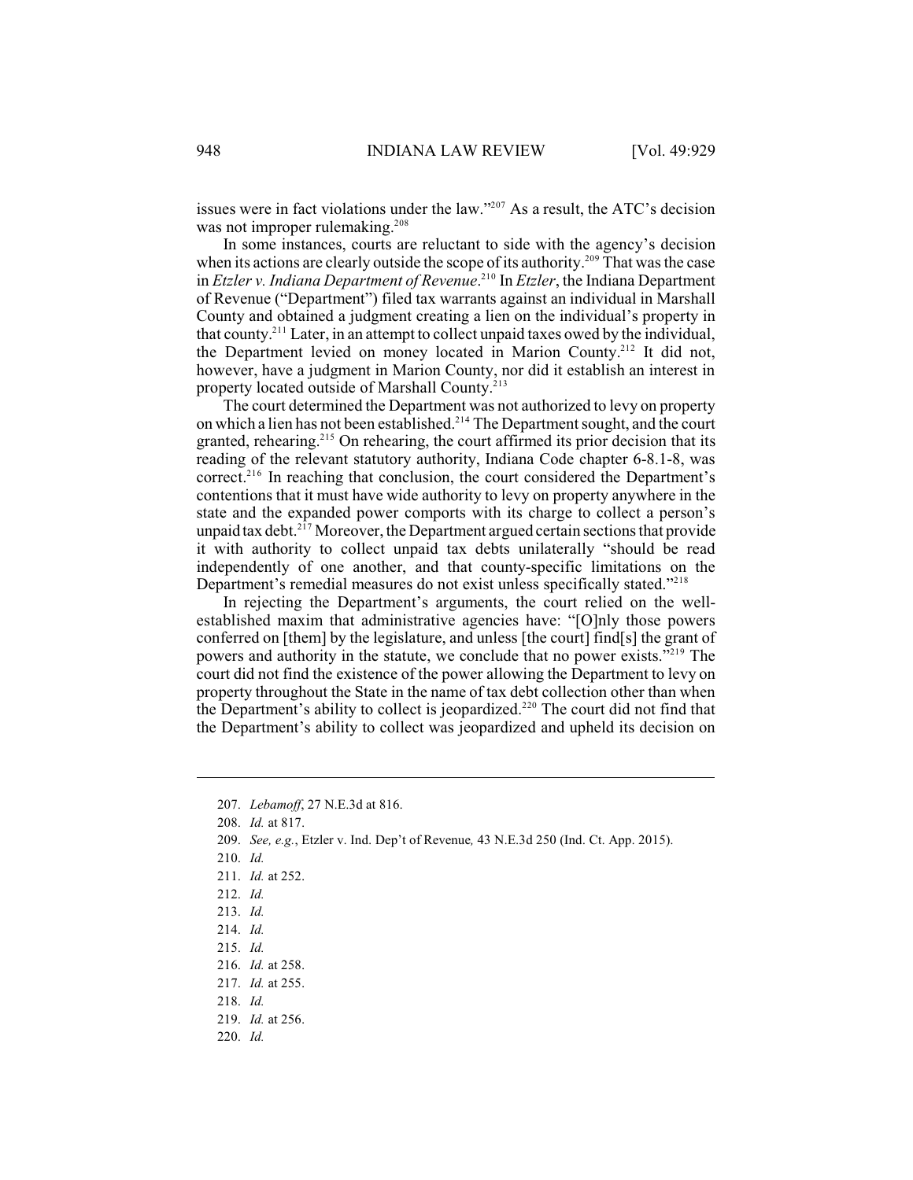issues were in fact violations under the law."[207] As a result, the ATC's decision was not improper rulemaking.[208]

In some instances, courts are reluctant to side with the agency's decision when its actions are clearly outside the scope of its authority.[209] That was the case in *Etzler v. Indiana Department of Revenue*.[210] In *Etzler*, the Indiana Department of Revenue ("Department") filed tax warrants against an individual in Marshall County and obtained a judgment creating a lien on the individual's property in that county.[211] Later, in an attempt to collect unpaid taxes owed by the individual, the Department levied on money located in Marion County.[212] It did not, however, have a judgment in Marion County, nor did it establish an interest in property located outside of Marshall County.[213]

The court determined the Department was not authorized to levy on property on which a lien has not been established.[214] The Department sought, and the court granted, rehearing.[215] On rehearing, the court affirmed its prior decision that its reading of the relevant statutory authority, Indiana Code chapter 6-8.1-8, was correct.[216] In reaching that conclusion, the court considered the Department's contentions that it must have wide authority to levy on property anywhere in the state and the expanded power comports with its charge to collect a person's unpaid tax debt.[217] Moreover, the Department argued certain sections that provide it with authority to collect unpaid tax debts unilaterally "should be read independently of one another, and that county-specific limitations on the Department's remedial measures do not exist unless specifically stated."[218]

In rejecting the Department's arguments, the court relied on the well-established maxim that administrative agencies have: "[O]nly those powers conferred on [them] by the legislature, and unless [the court] find[s] the grant of powers and authority in the statute, we conclude that no power exists."[219] The court did not find the existence of the power allowing the Department to levy on property throughout the State in the name of tax debt collection other than when the Department's ability to collect is jeopardized.[220] The court did not find that the Department's ability to collect was jeopardized and upheld its decision on

---

207. *Lebamoff*, 27 N.E.3d at 816.

208. *Id.* at 817.

209. *See, e.g.*, Etzler v. Ind. Dep't of Revenue*,* 43 N.E.3d 250 (Ind. Ct. App. 2015).

210. *Id.*

211. *Id.* at 252.

212. *Id.*

213. *Id.*

214. *Id.*

215. *Id.*

216. *Id.* at 258.

217. *Id.* at 255.

218. *Id.*

219. *Id.* at 256.

220. *Id.*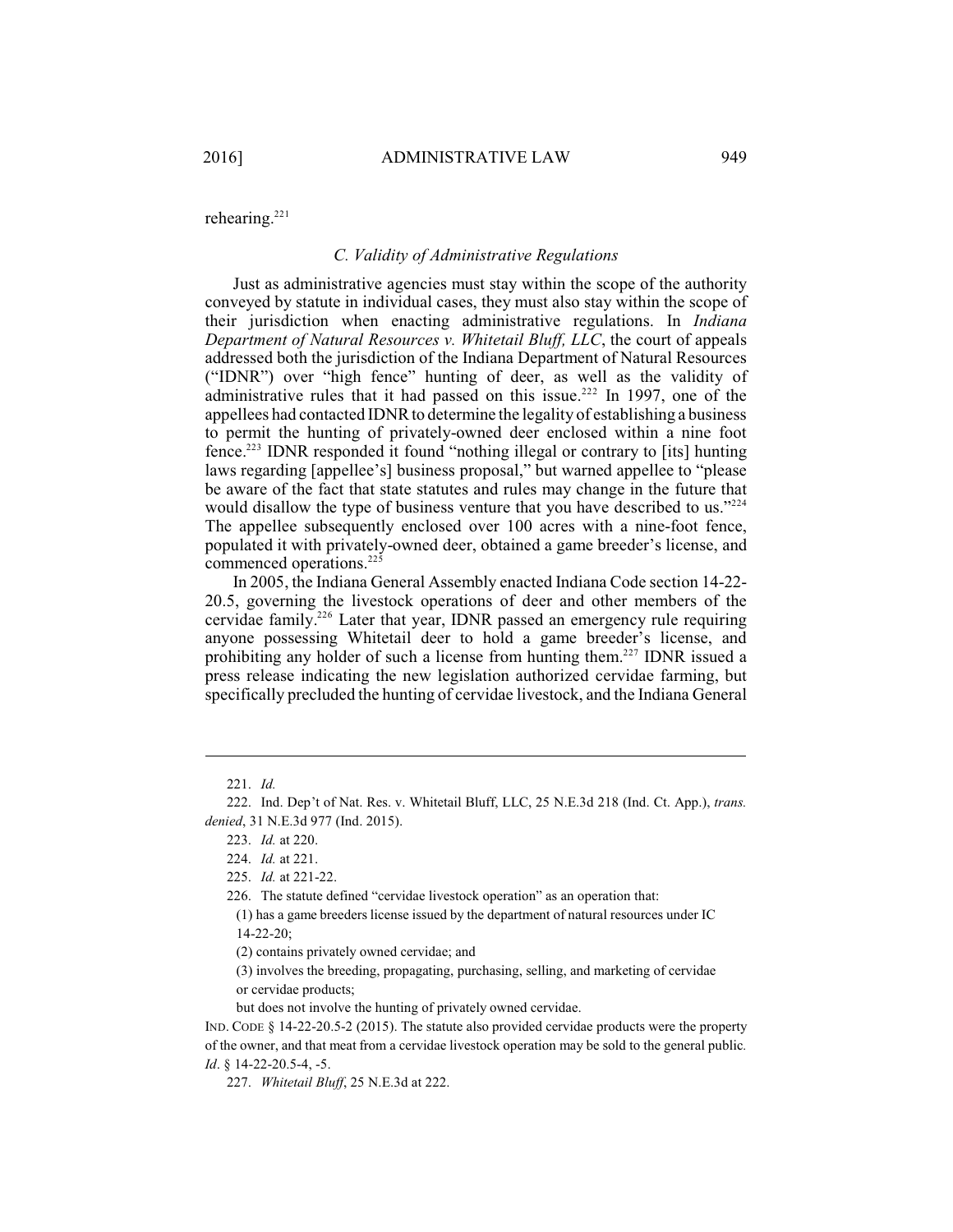rehearing.[221]

### C. Validity of Administrative Regulations

Just as administrative agencies must stay within the scope of the authority conveyed by statute in individual cases, they must also stay within the scope of their jurisdiction when enacting administrative regulations. In *Indiana Department of Natural Resources v. Whitetail Bluff, LLC*, the court of appeals addressed both the jurisdiction of the Indiana Department of Natural Resources ("IDNR") over "high fence" hunting of deer, as well as the validity of administrative rules that it had passed on this issue.[222] In 1997, one of the appellees had contacted IDNR to determine the legality of establishing a business to permit the hunting of privately-owned deer enclosed within a nine foot fence.[223] IDNR responded it found "nothing illegal or contrary to [its] hunting laws regarding [appellee's] business proposal," but warned appellee to "please be aware of the fact that state statutes and rules may change in the future that would disallow the type of business venture that you have described to us."[224] The appellee subsequently enclosed over 100 acres with a nine-foot fence, populated it with privately-owned deer, obtained a game breeder's license, and commenced operations.[225]

In 2005, the Indiana General Assembly enacted Indiana Code section 14-22-20.5, governing the livestock operations of deer and other members of the cervidae family.[226] Later that year, IDNR passed an emergency rule requiring anyone possessing Whitetail deer to hold a game breeder's license, and prohibiting any holder of such a license from hunting them.[227] IDNR issued a press release indicating the new legislation authorized cervidae farming, but specifically precluded the hunting of cervidae livestock, and the Indiana General

---

221. *Id.*

222. Ind. Dep't of Nat. Res. v. Whitetail Bluff, LLC, 25 N.E.3d 218 (Ind. Ct. App.), *trans. denied*, 31 N.E.3d 977 (Ind. 2015).

223. *Id.* at 220.

224. *Id.* at 221.

225. *Id.* at 221-22.

226. The statute defined "cervidae livestock operation" as an operation that:

> (1) has a game breeders license issued by the department of natural resources under IC 14-22-20;
>
> (2) contains privately owned cervidae; and
>
> (3) involves the breeding, propagating, purchasing, selling, and marketing of cervidae or cervidae products;
>
> but does not involve the hunting of privately owned cervidae.

IND. CODE § 14-22-20.5-2 (2015). The statute also provided cervidae products were the property of the owner, and that meat from a cervidae livestock operation may be sold to the general public. *Id*. § 14-22-20.5-4, -5.

227. *Whitetail Bluff*, 25 N.E.3d at 222.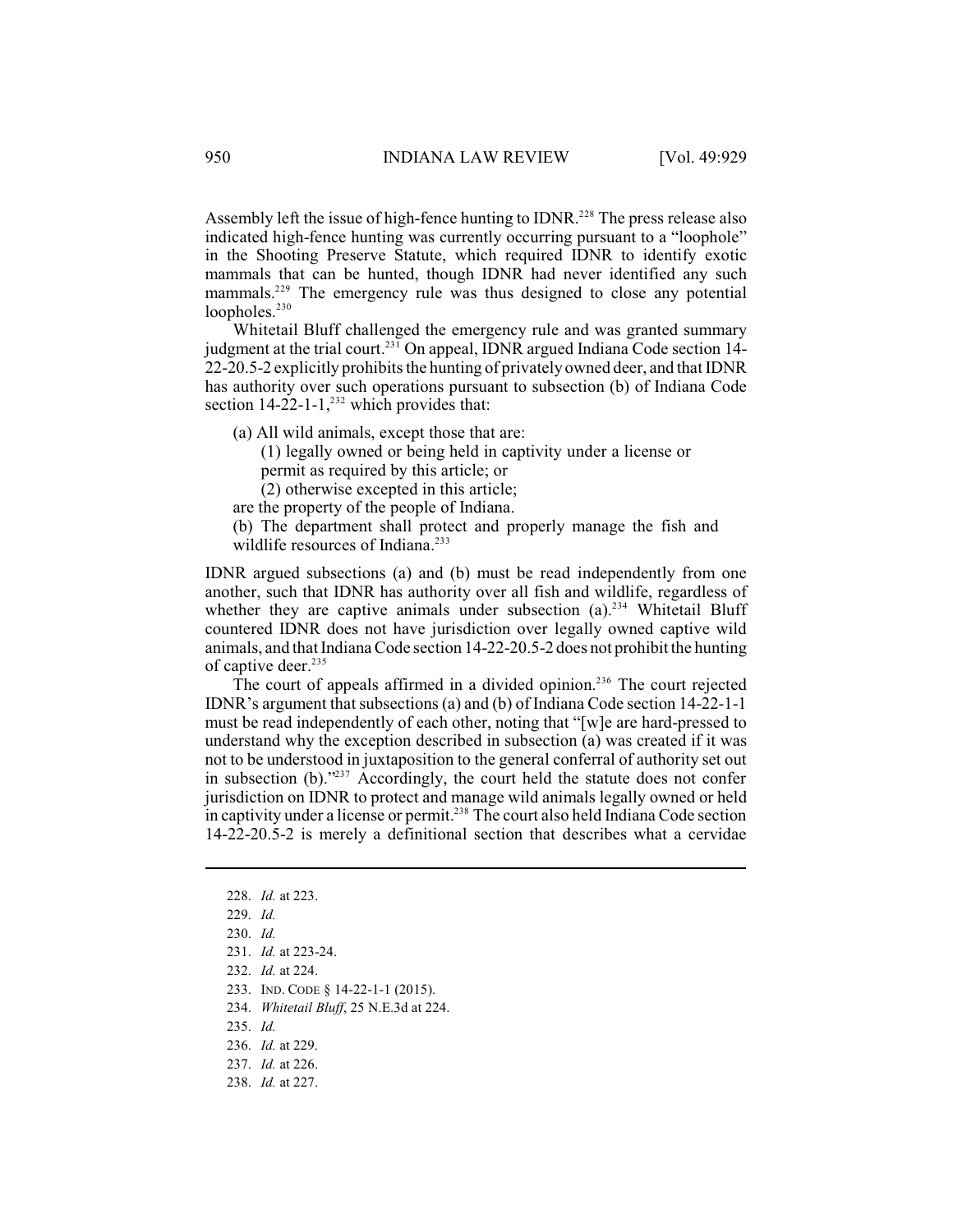Assembly left the issue of high-fence hunting to IDNR.[228] The press release also indicated high-fence hunting was currently occurring pursuant to a "loophole" in the Shooting Preserve Statute, which required IDNR to identify exotic mammals that can be hunted, though IDNR had never identified any such mammals.[229] The emergency rule was thus designed to close any potential loopholes.[230]

Whitetail Bluff challenged the emergency rule and was granted summary judgment at the trial court.[231] On appeal, IDNR argued Indiana Code section 14-22-20.5-2 explicitly prohibits the hunting of privately owned deer, and that IDNR has authority over such operations pursuant to subsection (b) of Indiana Code section 14-22-1-1,[232] which provides that:

> (a) All wild animals, except those that are:
>
> (1) legally owned or being held in captivity under a license or permit as required by this article; or
>
> (2) otherwise excepted in this article;
>
> are the property of the people of Indiana.
>
> (b) The department shall protect and properly manage the fish and wildlife resources of Indiana.[233]

IDNR argued subsections (a) and (b) must be read independently from one another, such that IDNR has authority over all fish and wildlife, regardless of whether they are captive animals under subsection (a).[234] Whitetail Bluff countered IDNR does not have jurisdiction over legally owned captive wild animals, and that Indiana Code section 14-22-20.5-2 does not prohibit the hunting of captive deer.[235]

The court of appeals affirmed in a divided opinion.[236] The court rejected IDNR's argument that subsections (a) and (b) of Indiana Code section 14-22-1-1 must be read independently of each other, noting that "[w]e are hard-pressed to understand why the exception described in subsection (a) was created if it was not to be understood in juxtaposition to the general conferral of authority set out in subsection (b)."[237] Accordingly, the court held the statute does not confer jurisdiction on IDNR to protect and manage wild animals legally owned or held in captivity under a license or permit.[238] The court also held Indiana Code section 14-22-20.5-2 is merely a definitional section that describes what a cervidae

---

228. *Id.* at 223.

229. *Id.*

230. *Id.*

231. *Id.* at 223-24.

232. *Id.* at 224.

233. IND. CODE § 14-22-1-1 (2015).

234. *Whitetail Bluff*, 25 N.E.3d at 224.

235. *Id.*

236. *Id.* at 229.

237. *Id.* at 226.

238. *Id.* at 227.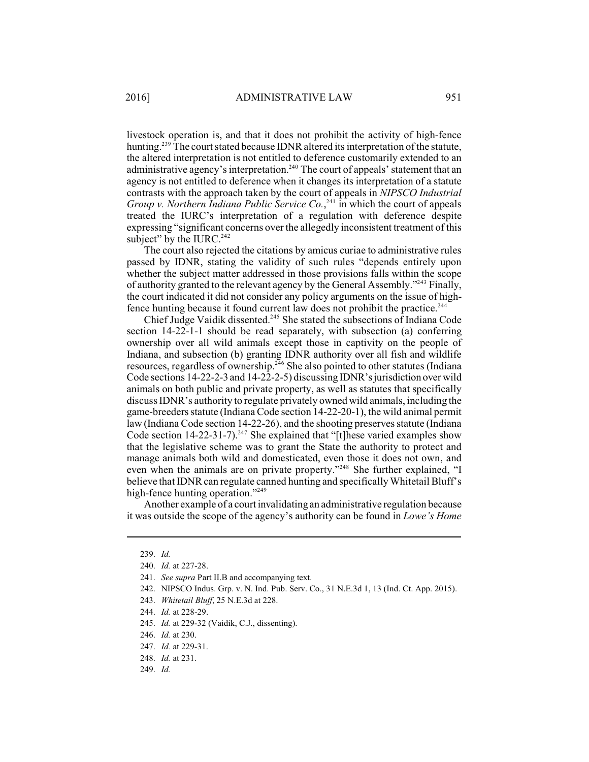livestock operation is, and that it does not prohibit the activity of high-fence hunting.[239] The court stated because IDNR altered its interpretation of the statute, the altered interpretation is not entitled to deference customarily extended to an administrative agency's interpretation.[240] The court of appeals' statement that an agency is not entitled to deference when it changes its interpretation of a statute contrasts with the approach taken by the court of appeals in *NIPSCO Industrial Group v. Northern Indiana Public Service Co.*,[241] in which the court of appeals treated the IURC's interpretation of a regulation with deference despite expressing "significant concerns over the allegedly inconsistent treatment of this subject" by the IURC.[242]

The court also rejected the citations by amicus curiae to administrative rules passed by IDNR, stating the validity of such rules "depends entirely upon whether the subject matter addressed in those provisions falls within the scope of authority granted to the relevant agency by the General Assembly."[243] Finally, the court indicated it did not consider any policy arguments on the issue of high-fence hunting because it found current law does not prohibit the practice.[244]

Chief Judge Vaidik dissented.[245] She stated the subsections of Indiana Code section 14-22-1-1 should be read separately, with subsection (a) conferring ownership over all wild animals except those in captivity on the people of Indiana, and subsection (b) granting IDNR authority over all fish and wildlife resources, regardless of ownership.[246] She also pointed to other statutes (Indiana Code sections 14-22-2-3 and 14-22-2-5) discussing IDNR's jurisdiction over wild animals on both public and private property, as well as statutes that specifically discuss IDNR's authority to regulate privately owned wild animals, including the game-breeders statute (Indiana Code section 14-22-20-1), the wild animal permit law (Indiana Code section 14-22-26), and the shooting preserves statute (Indiana Code section 14-22-31-7).[247] She explained that "[t]hese varied examples show that the legislative scheme was to grant the State the authority to protect and manage animals both wild and domesticated, even those it does not own, and even when the animals are on private property."[248] She further explained, "I believe that IDNR can regulate canned hunting and specifically Whitetail Bluff's high-fence hunting operation."[249]

Another example of a court invalidating an administrative regulation because it was outside the scope of the agency's authority can be found in *Lowe's Home*

---

239. *Id.*

240. *Id.* at 227-28.

241. *See supra* Part II.B and accompanying text.

242. NIPSCO Indus. Grp. v. N. Ind. Pub. Serv. Co., 31 N.E.3d 1, 13 (Ind. Ct. App. 2015).

243. *Whitetail Bluff*, 25 N.E.3d at 228.

244. *Id.* at 228-29.

245. *Id.* at 229-32 (Vaidik, C.J., dissenting).

246. *Id.* at 230.

247. *Id.* at 229-31.

248. *Id.* at 231.

249. *Id.*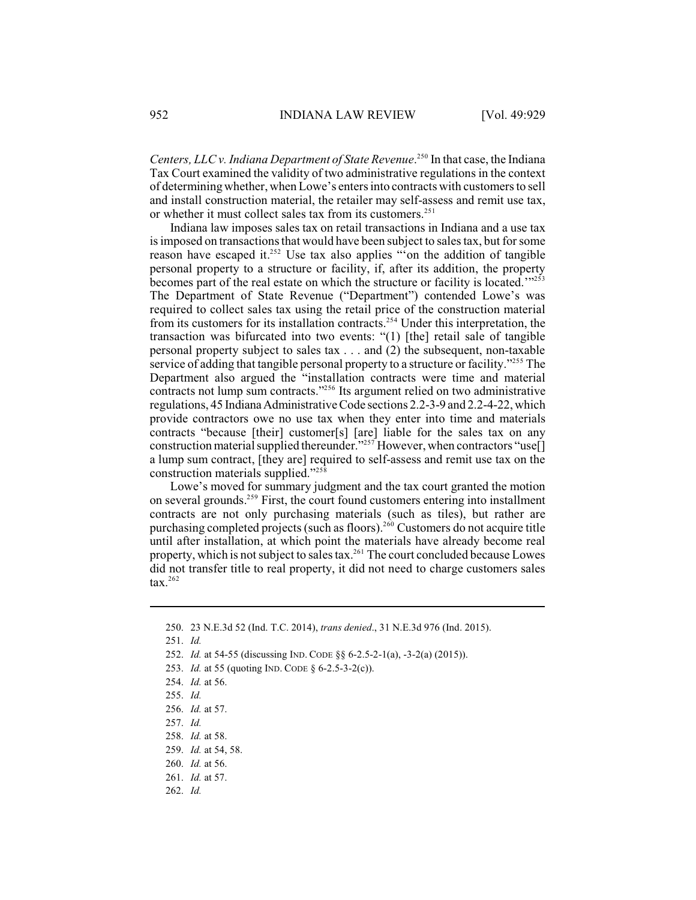*Centers, LLC v. Indiana Department of State Revenue*.[250] In that case, the Indiana Tax Court examined the validity of two administrative regulations in the context of determining whether, when Lowe's enters into contracts with customers to sell and install construction material, the retailer may self-assess and remit use tax, or whether it must collect sales tax from its customers.[251]

Indiana law imposes sales tax on retail transactions in Indiana and a use tax is imposed on transactions that would have been subject to sales tax, but for some reason have escaped it.[252] Use tax also applies "'on the addition of tangible personal property to a structure or facility, if, after its addition, the property becomes part of the real estate on which the structure or facility is located.'"[253] The Department of State Revenue ("Department") contended Lowe's was required to collect sales tax using the retail price of the construction material from its customers for its installation contracts.[254] Under this interpretation, the transaction was bifurcated into two events: "(1) [the] retail sale of tangible personal property subject to sales tax . . . and (2) the subsequent, non-taxable service of adding that tangible personal property to a structure or facility."[255] The Department also argued the "installation contracts were time and material contracts not lump sum contracts."[256] Its argument relied on two administrative regulations, 45 Indiana Administrative Code sections 2.2-3-9 and 2.2-4-22, which provide contractors owe no use tax when they enter into time and materials contracts "because [their] customer[s] [are] liable for the sales tax on any construction material supplied thereunder."[257] However, when contractors "use[] a lump sum contract, [they are] required to self-assess and remit use tax on the construction materials supplied."[258]

Lowe's moved for summary judgment and the tax court granted the motion on several grounds.[259] First, the court found customers entering into installment contracts are not only purchasing materials (such as tiles), but rather are purchasing completed projects (such as floors).[260] Customers do not acquire title until after installation, at which point the materials have already become real property, which is not subject to sales tax.[261] The court concluded because Lowes did not transfer title to real property, it did not need to charge customers sales tax.[262]

---

250. 23 N.E.3d 52 (Ind. T.C. 2014), *trans denied*., 31 N.E.3d 976 (Ind. 2015).

251. *Id.*

252. *Id.* at 54-55 (discussing IND. CODE §§ 6-2.5-2-1(a), -3-2(a) (2015)).

253. *Id.* at 55 (quoting IND. CODE § 6-2.5-3-2(c)).

254. *Id.* at 56.

255. *Id.*

256. *Id.* at 57.

257. *Id.*

258. *Id.* at 58.

259. *Id.* at 54, 58.

260. *Id.* at 56.

261. *Id.* at 57.

262. *Id.*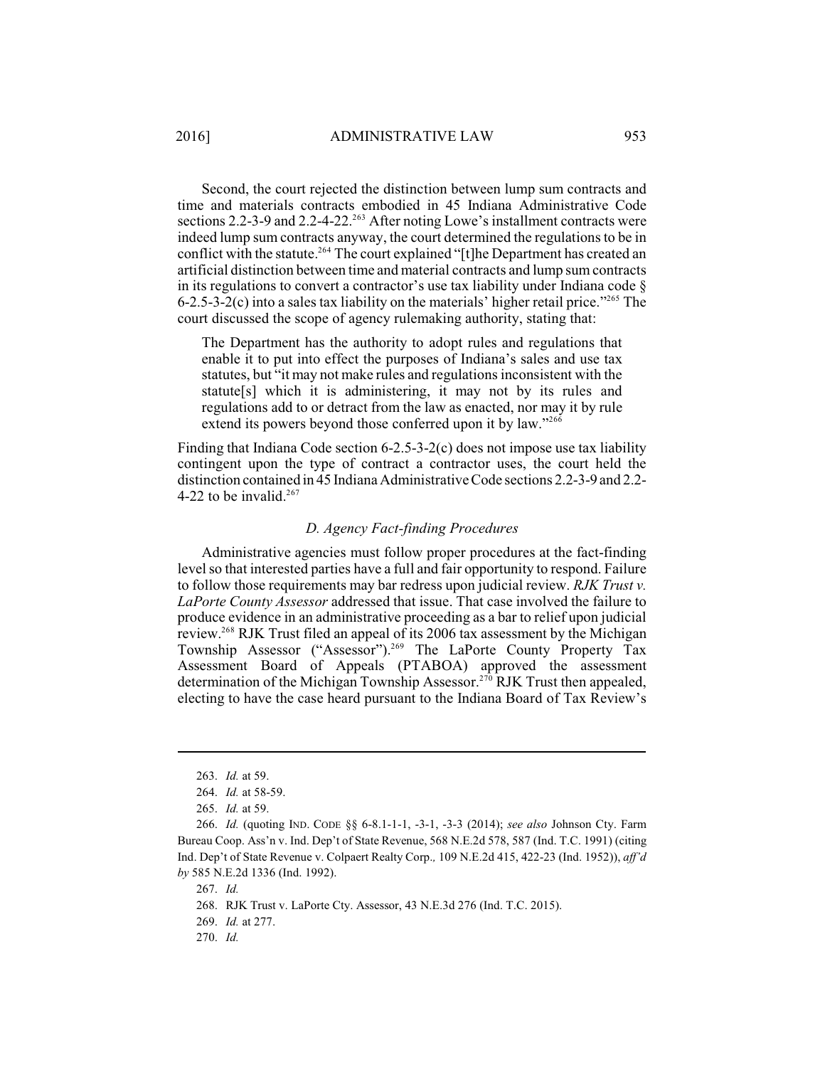Second, the court rejected the distinction between lump sum contracts and time and materials contracts embodied in 45 Indiana Administrative Code sections 2.2-3-9 and 2.2-4-22.[263] After noting Lowe's installment contracts were indeed lump sum contracts anyway, the court determined the regulations to be in conflict with the statute.[264] The court explained "[t]he Department has created an artificial distinction between time and material contracts and lump sum contracts in its regulations to convert a contractor's use tax liability under Indiana code § 6-2.5-3-2(c) into a sales tax liability on the materials' higher retail price."[265] The court discussed the scope of agency rulemaking authority, stating that:

> The Department has the authority to adopt rules and regulations that enable it to put into effect the purposes of Indiana's sales and use tax statutes, but "it may not make rules and regulations inconsistent with the statute[s] which it is administering, it may not by its rules and regulations add to or detract from the law as enacted, nor may it by rule extend its powers beyond those conferred upon it by law."[266]

Finding that Indiana Code section 6-2.5-3-2(c) does not impose use tax liability contingent upon the type of contract a contractor uses, the court held the distinction contained in 45 Indiana Administrative Code sections 2.2-3-9 and 2.2-4-22 to be invalid.[267]

### *D. Agency Fact-finding Procedures*

Administrative agencies must follow proper procedures at the fact-finding level so that interested parties have a full and fair opportunity to respond. Failure to follow those requirements may bar redress upon judicial review. *RJK Trust v. LaPorte County Assessor* addressed that issue. That case involved the failure to produce evidence in an administrative proceeding as a bar to relief upon judicial review.[268] RJK Trust filed an appeal of its 2006 tax assessment by the Michigan Township Assessor ("Assessor").[269] The LaPorte County Property Tax Assessment Board of Appeals (PTABOA) approved the assessment determination of the Michigan Township Assessor.[270] RJK Trust then appealed, electing to have the case heard pursuant to the Indiana Board of Tax Review's

---

263. *Id.* at 59.

264. *Id.* at 58-59.

265. *Id.* at 59.

266. *Id.* (quoting IND. CODE §§ 6-8.1-1-1, -3-1, -3-3 (2014); *see also* Johnson Cty. Farm Bureau Coop. Ass'n v. Ind. Dep't of State Revenue, 568 N.E.2d 578, 587 (Ind. T.C. 1991) (citing Ind. Dep't of State Revenue v. Colpaert Realty Corp*.,* 109 N.E.2d 415, 422-23 (Ind. 1952)), *aff'd by* 585 N.E.2d 1336 (Ind. 1992).

267. *Id.*

268. RJK Trust v. LaPorte Cty. Assessor, 43 N.E.3d 276 (Ind. T.C. 2015).

269. *Id.* at 277.

270. *Id.*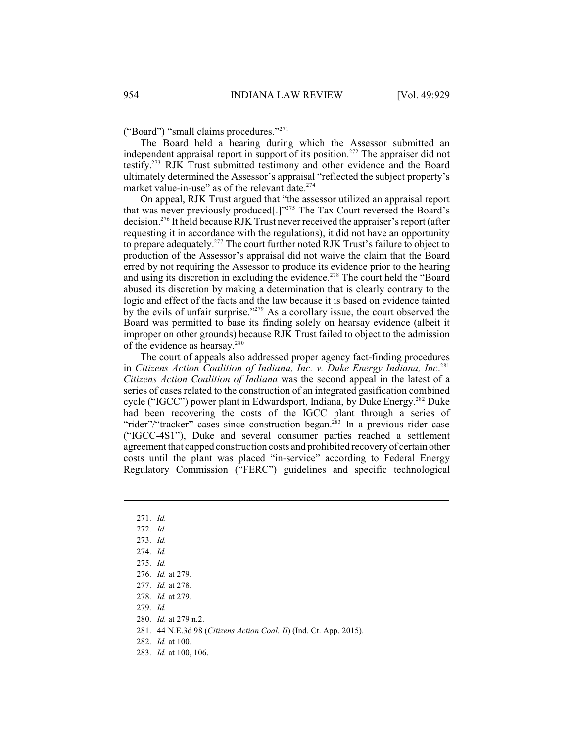("Board") "small claims procedures."[271]

The Board held a hearing during which the Assessor submitted an independent appraisal report in support of its position.[272] The appraiser did not testify.[273] RJK Trust submitted testimony and other evidence and the Board ultimately determined the Assessor's appraisal "reflected the subject property's market value-in-use" as of the relevant date.[274]

On appeal, RJK Trust argued that "the assessor utilized an appraisal report that was never previously produced[.]"[275] The Tax Court reversed the Board's decision.[276] It held because RJK Trust never received the appraiser's report (after requesting it in accordance with the regulations), it did not have an opportunity to prepare adequately.[277] The court further noted RJK Trust's failure to object to production of the Assessor's appraisal did not waive the claim that the Board erred by not requiring the Assessor to produce its evidence prior to the hearing and using its discretion in excluding the evidence.[278] The court held the "Board abused its discretion by making a determination that is clearly contrary to the logic and effect of the facts and the law because it is based on evidence tainted by the evils of unfair surprise."[279] As a corollary issue, the court observed the Board was permitted to base its finding solely on hearsay evidence (albeit it improper on other grounds) because RJK Trust failed to object to the admission of the evidence as hearsay.[280]

The court of appeals also addressed proper agency fact-finding procedures in *Citizens Action Coalition of Indiana, Inc. v. Duke Energy Indiana, Inc*.[281] *Citizens Action Coalition of Indiana* was the second appeal in the latest of a series of cases related to the construction of an integrated gasification combined cycle ("IGCC") power plant in Edwardsport, Indiana, by Duke Energy.[282] Duke had been recovering the costs of the IGCC plant through a series of "rider"/"tracker" cases since construction began.[283] In a previous rider case ("IGCC-4S1"), Duke and several consumer parties reached a settlement agreement that capped construction costs and prohibited recovery of certain other costs until the plant was placed "in-service" according to Federal Energy Regulatory Commission ("FERC") guidelines and specific technological

---

271. *Id.*
272. *Id.*
273. *Id.*
274. *Id.*
275. *Id.*
276. *Id.* at 279.
277. *Id.* at 278.
278. *Id.* at 279.
279. *Id.*
280. *Id.* at 279 n.2.
281. 44 N.E.3d 98 (*Citizens Action Coal. II*) (Ind. Ct. App. 2015).
282. *Id.* at 100.
283. *Id.* at 100, 106.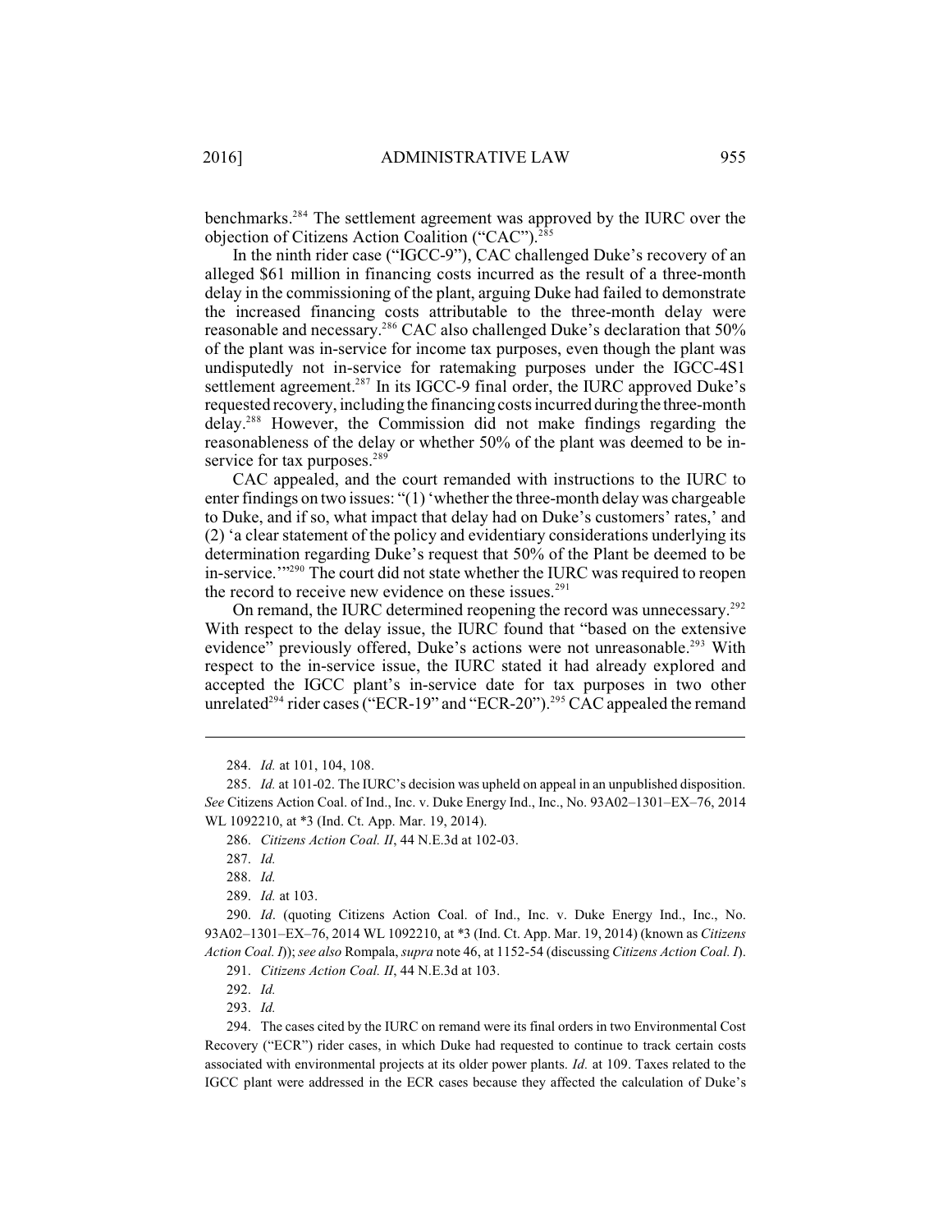benchmarks.[284] The settlement agreement was approved by the IURC over the objection of Citizens Action Coalition ("CAC").[285]

In the ninth rider case ("IGCC-9"), CAC challenged Duke's recovery of an alleged $61 million in financing costs incurred as the result of a three-month delay in the commissioning of the plant, arguing Duke had failed to demonstrate the increased financing costs attributable to the three-month delay were reasonable and necessary.[286] CAC also challenged Duke's declaration that 50% of the plant was in-service for income tax purposes, even though the plant was undisputedly not in-service for ratemaking purposes under the IGCC-4S1 settlement agreement.[287] In its IGCC-9 final order, the IURC approved Duke's requested recovery, including the financing costs incurred during the three-month delay.[288] However, the Commission did not make findings regarding the reasonableness of the delay or whether 50% of the plant was deemed to be in-service for tax purposes.[289]

CAC appealed, and the court remanded with instructions to the IURC to enter findings on two issues: "(1) 'whether the three-month delay was chargeable to Duke, and if so, what impact that delay had on Duke's customers' rates,' and (2) 'a clear statement of the policy and evidentiary considerations underlying its determination regarding Duke's request that 50% of the Plant be deemed to be in-service.'"[290] The court did not state whether the IURC was required to reopen the record to receive new evidence on these issues.[291]

On remand, the IURC determined reopening the record was unnecessary.[292] With respect to the delay issue, the IURC found that "based on the extensive evidence" previously offered, Duke's actions were not unreasonable.[293] With respect to the in-service issue, the IURC stated it had already explored and accepted the IGCC plant's in-service date for tax purposes in two other unrelated[294] rider cases ("ECR-19" and "ECR-20").[295] CAC appealed the remand

---

284. *Id.* at 101, 104, 108.

285. *Id.* at 101-02. The IURC's decision was upheld on appeal in an unpublished disposition. *See* Citizens Action Coal. of Ind., Inc. v. Duke Energy Ind., Inc., No. 93A02–1301–EX–76, 2014 WL 1092210, at *3 (Ind. Ct. App. Mar. 19, 2014).

286. *Citizens Action Coal. II*, 44 N.E.3d at 102-03.

287. *Id.*

288. *Id.*

289. *Id.* at 103.

290. *Id*. (quoting Citizens Action Coal. of Ind., Inc. v. Duke Energy Ind., Inc., No. 93A02–1301–EX–76, 2014 WL 1092210, at *3 (Ind. Ct. App. Mar. 19, 2014) (known as *Citizens Action Coal. I*)); *see also* Rompala, *supra* note 46, at 1152-54 (discussing *Citizens Action Coal. I*).

291. *Citizens Action Coal. II*, 44 N.E.3d at 103.

292. *Id.*

293. *Id.*

294. The cases cited by the IURC on remand were its final orders in two Environmental Cost Recovery ("ECR") rider cases, in which Duke had requested to continue to track certain costs associated with environmental projects at its older power plants. *Id*. at 109. Taxes related to the IGCC plant were addressed in the ECR cases because they affected the calculation of Duke's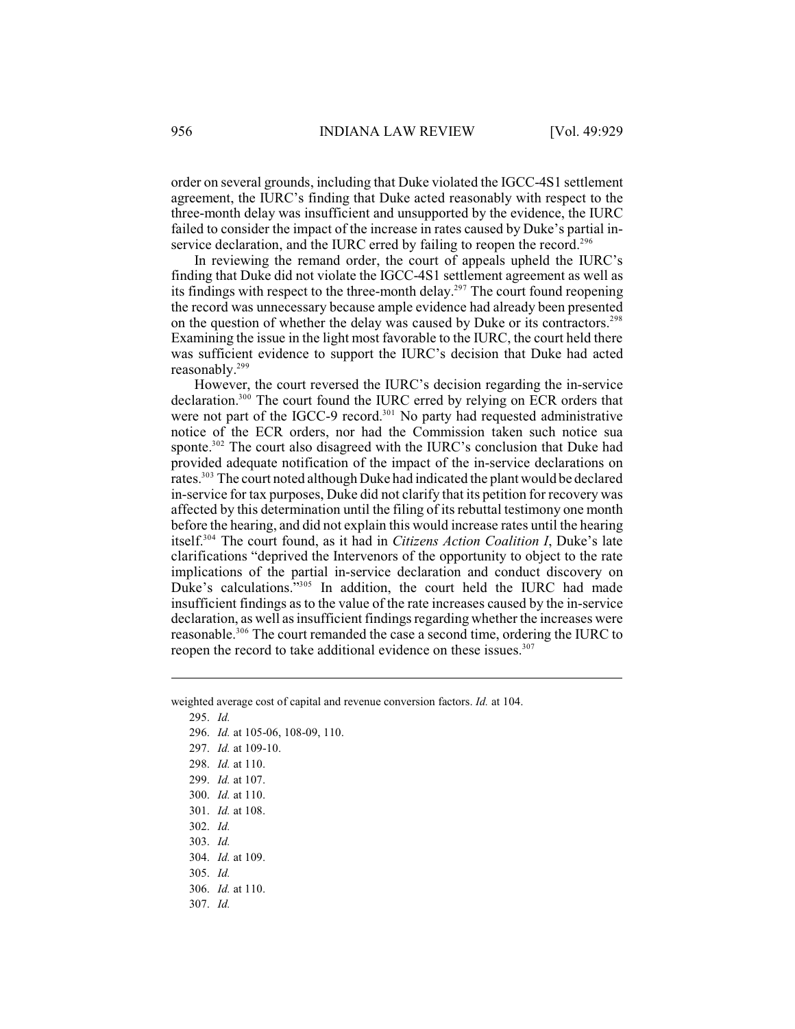order on several grounds, including that Duke violated the IGCC-4S1 settlement agreement, the IURC's finding that Duke acted reasonably with respect to the three-month delay was insufficient and unsupported by the evidence, the IURC failed to consider the impact of the increase in rates caused by Duke's partial in-service declaration, and the IURC erred by failing to reopen the record.[296]

In reviewing the remand order, the court of appeals upheld the IURC's finding that Duke did not violate the IGCC-4S1 settlement agreement as well as its findings with respect to the three-month delay.[297] The court found reopening the record was unnecessary because ample evidence had already been presented on the question of whether the delay was caused by Duke or its contractors.[298] Examining the issue in the light most favorable to the IURC, the court held there was sufficient evidence to support the IURC's decision that Duke had acted reasonably.[299]

However, the court reversed the IURC's decision regarding the in-service declaration.[300] The court found the IURC erred by relying on ECR orders that were not part of the IGCC-9 record.[301] No party had requested administrative notice of the ECR orders, nor had the Commission taken such notice sua sponte.[302] The court also disagreed with the IURC's conclusion that Duke had provided adequate notification of the impact of the in-service declarations on rates.[303] The court noted although Duke had indicated the plant would be declared in-service for tax purposes, Duke did not clarify that its petition for recovery was affected by this determination until the filing of its rebuttal testimony one month before the hearing, and did not explain this would increase rates until the hearing itself.[304] The court found, as it had in *Citizens Action Coalition I*, Duke's late clarifications "deprived the Intervenors of the opportunity to object to the rate implications of the partial in-service declaration and conduct discovery on Duke's calculations."[305] In addition, the court held the IURC had made insufficient findings as to the value of the rate increases caused by the in-service declaration, as well as insufficient findings regarding whether the increases were reasonable.[306] The court remanded the case a second time, ordering the IURC to reopen the record to take additional evidence on these issues.[307]

---

weighted average cost of capital and revenue conversion factors. *Id.* at 104.

295. *Id.*
296. *Id.* at 105-06, 108-09, 110.
297. *Id.* at 109-10.
298. *Id.* at 110.
299. *Id.* at 107.
300. *Id.* at 110.
301. *Id.* at 108.
302. *Id.*
303. *Id.*
304. *Id.* at 109.
305. *Id.*
306. *Id.* at 110.
307. *Id.*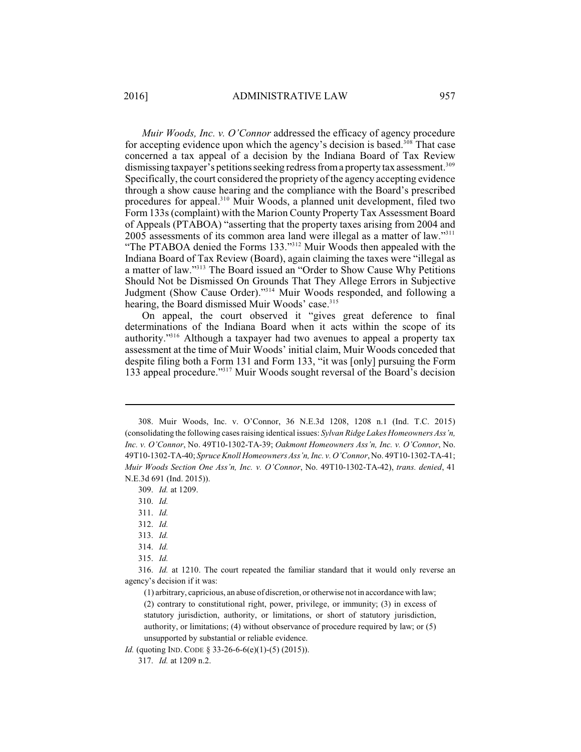*Muir Woods, Inc. v. O'Connor* addressed the efficacy of agency procedure for accepting evidence upon which the agency's decision is based.[308] That case concerned a tax appeal of a decision by the Indiana Board of Tax Review dismissing taxpayer's petitions seeking redress from a property tax assessment.[309] Specifically, the court considered the propriety of the agency accepting evidence through a show cause hearing and the compliance with the Board's prescribed procedures for appeal.[310] Muir Woods, a planned unit development, filed two Form 133s (complaint) with the Marion County Property Tax Assessment Board of Appeals (PTABOA) "asserting that the property taxes arising from 2004 and 2005 assessments of its common area land were illegal as a matter of law."[311] "The PTABOA denied the Forms 133."[312] Muir Woods then appealed with the Indiana Board of Tax Review (Board), again claiming the taxes were "illegal as a matter of law."[313] The Board issued an "Order to Show Cause Why Petitions Should Not be Dismissed On Grounds That They Allege Errors in Subjective Judgment (Show Cause Order)."[314] Muir Woods responded, and following a hearing, the Board dismissed Muir Woods' case.[315]

On appeal, the court observed it "gives great deference to final determinations of the Indiana Board when it acts within the scope of its authority."[316] Although a taxpayer had two avenues to appeal a property tax assessment at the time of Muir Woods' initial claim, Muir Woods conceded that despite filing both a Form 131 and Form 133, "it was [only] pursuing the Form 133 appeal procedure."[317] Muir Woods sought reversal of the Board's decision

---

308. Muir Woods, Inc. v. O'Connor, 36 N.E.3d 1208, 1208 n.1 (Ind. T.C. 2015) (consolidating the following cases raising identical issues: *Sylvan Ridge Lakes Homeowners Ass'n, Inc. v. O'Connor*, No. 49T10-1302-TA-39; *Oakmont Homeowners Ass'n, Inc. v. O'Connor*, No. 49T10-1302-TA-40; *Spruce Knoll Homeowners Ass'n, Inc. v. O'Connor*, No. 49T10-1302-TA-41; *Muir Woods Section One Ass'n, Inc. v. O'Connor*, No. 49T10-1302-TA-42), *trans. denied*, 41 N.E.3d 691 (Ind. 2015)).

309. *Id.* at 1209.

310. *Id.*

311. *Id.*

312. *Id.*

313. *Id.*

314. *Id.*

315. *Id.*

316. *Id.* at 1210. The court repeated the familiar standard that it would only reverse an agency's decision if it was:

> (1) arbitrary, capricious, an abuse of discretion, or otherwise not in accordance with law; (2) contrary to constitutional right, power, privilege, or immunity; (3) in excess of statutory jurisdiction, authority, or limitations, or short of statutory jurisdiction, authority, or limitations; (4) without observance of procedure required by law; or (5) unsupported by substantial or reliable evidence.

*Id.* (quoting IND. CODE § 33-26-6-6(e)(1)-(5) (2015)).

317. *Id.* at 1209 n.2.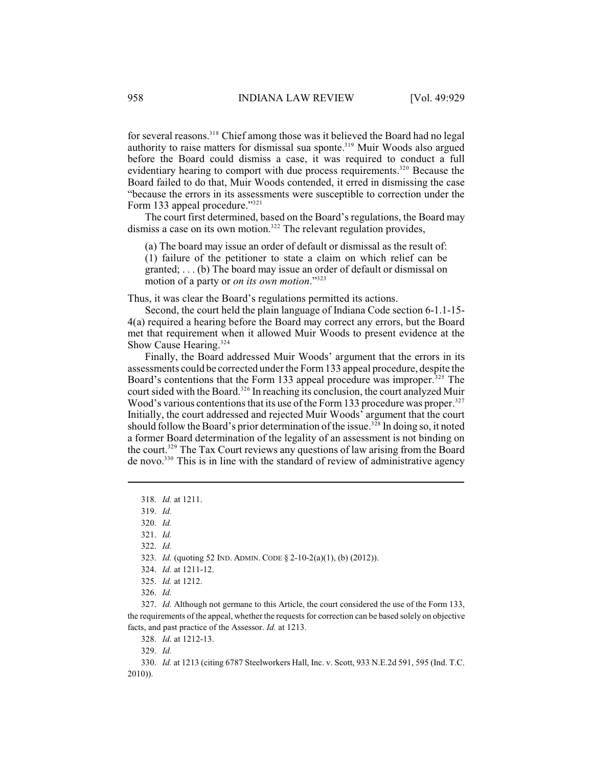for several reasons.[318] Chief among those was it believed the Board had no legal authority to raise matters for dismissal sua sponte.[319] Muir Woods also argued before the Board could dismiss a case, it was required to conduct a full evidentiary hearing to comport with due process requirements.[320] Because the Board failed to do that, Muir Woods contended, it erred in dismissing the case "because the errors in its assessments were susceptible to correction under the Form 133 appeal procedure."[321]

The court first determined, based on the Board's regulations, the Board may dismiss a case on its own motion.[322] The relevant regulation provides,

> (a) The board may issue an order of default or dismissal as the result of: (1) failure of the petitioner to state a claim on which relief can be granted; . . . (b) The board may issue an order of default or dismissal on motion of a party or *on its own motion*."[323]

Thus, it was clear the Board's regulations permitted its actions.

Second, the court held the plain language of Indiana Code section 6-1.1-15-4(a) required a hearing before the Board may correct any errors, but the Board met that requirement when it allowed Muir Woods to present evidence at the Show Cause Hearing.[324]

Finally, the Board addressed Muir Woods' argument that the errors in its assessments could be corrected under the Form 133 appeal procedure, despite the Board's contentions that the Form 133 appeal procedure was improper.[325] The court sided with the Board.[326] In reaching its conclusion, the court analyzed Muir Wood's various contentions that its use of the Form 133 procedure was proper.[327] Initially, the court addressed and rejected Muir Woods' argument that the court should follow the Board's prior determination of the issue.[328] In doing so, it noted a former Board determination of the legality of an assessment is not binding on the court.[329] The Tax Court reviews any questions of law arising from the Board de novo.[330] This is in line with the standard of review of administrative agency

---

318. *Id.* at 1211.

319. *Id.*

320. *Id.*

321. *Id.*

322. *Id.*

323. *Id.* (quoting 52 IND. ADMIN. CODE § 2-10-2(a)(1), (b) (2012)).

324. *Id.* at 1211-12.

325. *Id.* at 1212.

326. *Id.*

327. *Id.* Although not germane to this Article, the court considered the use of the Form 133, the requirements of the appeal, whether the requests for correction can be based solely on objective facts, and past practice of the Assessor. *Id.* at 1213.

328. *Id*. at 1212-13.

329. *Id.*

330. *Id.* at 1213 (citing 6787 Steelworkers Hall, Inc. v. Scott, 933 N.E.2d 591, 595 (Ind. T.C. 2010)).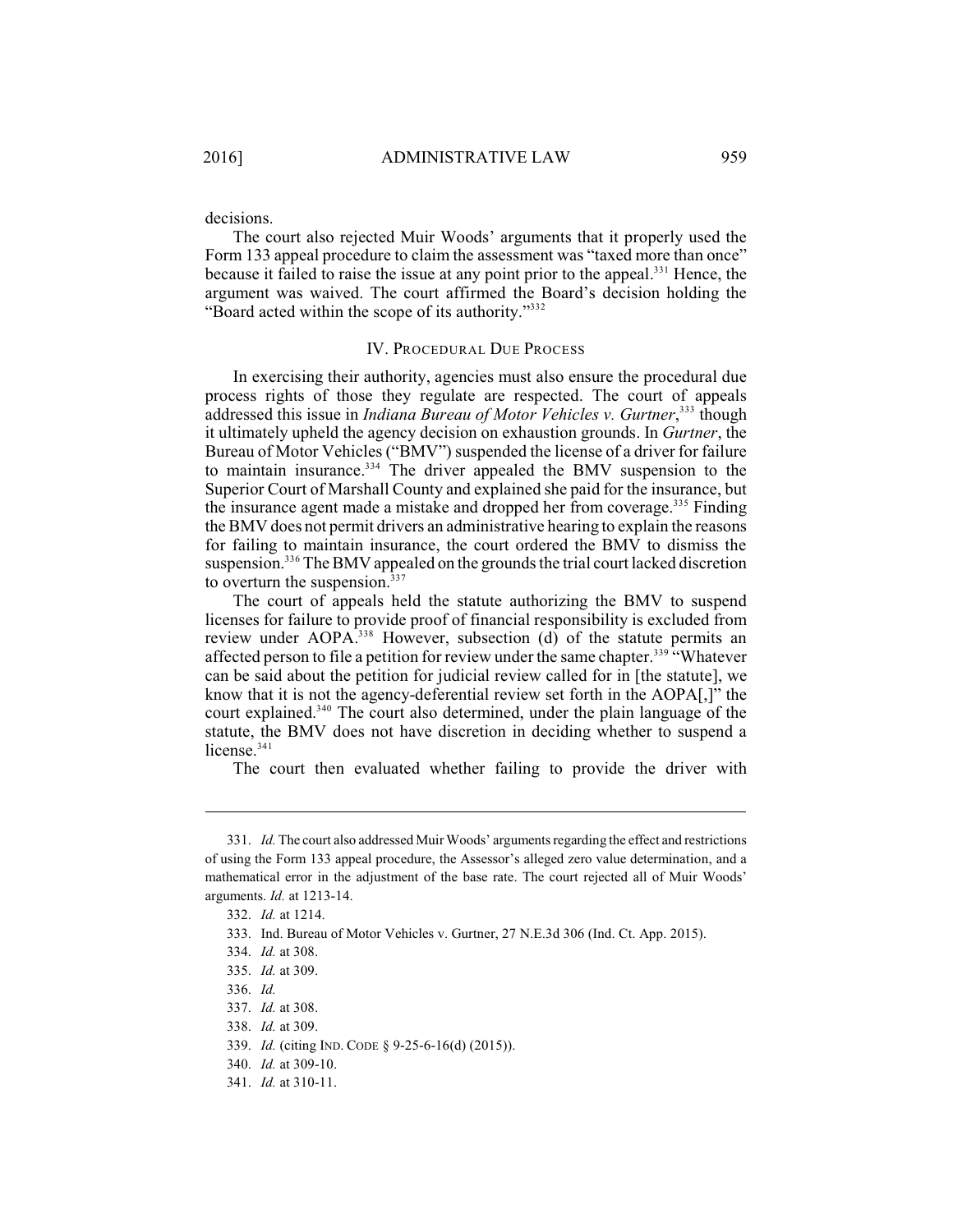decisions.

The court also rejected Muir Woods' arguments that it properly used the Form 133 appeal procedure to claim the assessment was "taxed more than once" because it failed to raise the issue at any point prior to the appeal.[331] Hence, the argument was waived. The court affirmed the Board's decision holding the "Board acted within the scope of its authority."[332]

## IV. Procedural Due Process

In exercising their authority, agencies must also ensure the procedural due process rights of those they regulate are respected. The court of appeals addressed this issue in *Indiana Bureau of Motor Vehicles v. Gurtner*,[333] though it ultimately upheld the agency decision on exhaustion grounds. In *Gurtner*, the Bureau of Motor Vehicles ("BMV") suspended the license of a driver for failure to maintain insurance.[334] The driver appealed the BMV suspension to the Superior Court of Marshall County and explained she paid for the insurance, but the insurance agent made a mistake and dropped her from coverage.[335] Finding the BMV does not permit drivers an administrative hearing to explain the reasons for failing to maintain insurance, the court ordered the BMV to dismiss the suspension.[336] The BMV appealed on the grounds the trial court lacked discretion to overturn the suspension.[337]

The court of appeals held the statute authorizing the BMV to suspend licenses for failure to provide proof of financial responsibility is excluded from review under AOPA.[338] However, subsection (d) of the statute permits an affected person to file a petition for review under the same chapter.[339] "Whatever can be said about the petition for judicial review called for in [the statute], we know that it is not the agency-deferential review set forth in the AOPA[,]" the court explained.[340] The court also determined, under the plain language of the statute, the BMV does not have discretion in deciding whether to suspend a license.[341]

The court then evaluated whether failing to provide the driver with

---

331. *Id.* The court also addressed Muir Woods' arguments regarding the effect and restrictions of using the Form 133 appeal procedure, the Assessor's alleged zero value determination, and a mathematical error in the adjustment of the base rate. The court rejected all of Muir Woods' arguments. *Id.* at 1213-14.

332. *Id.* at 1214.

333. Ind. Bureau of Motor Vehicles v. Gurtner, 27 N.E.3d 306 (Ind. Ct. App. 2015).

334. *Id.* at 308.

335. *Id.* at 309.

336. *Id.*

337. *Id.* at 308.

338. *Id.* at 309.

339. *Id.* (citing IND. CODE § 9-25-6-16(d) (2015)).

340. *Id.* at 309-10.

341. *Id.* at 310-11.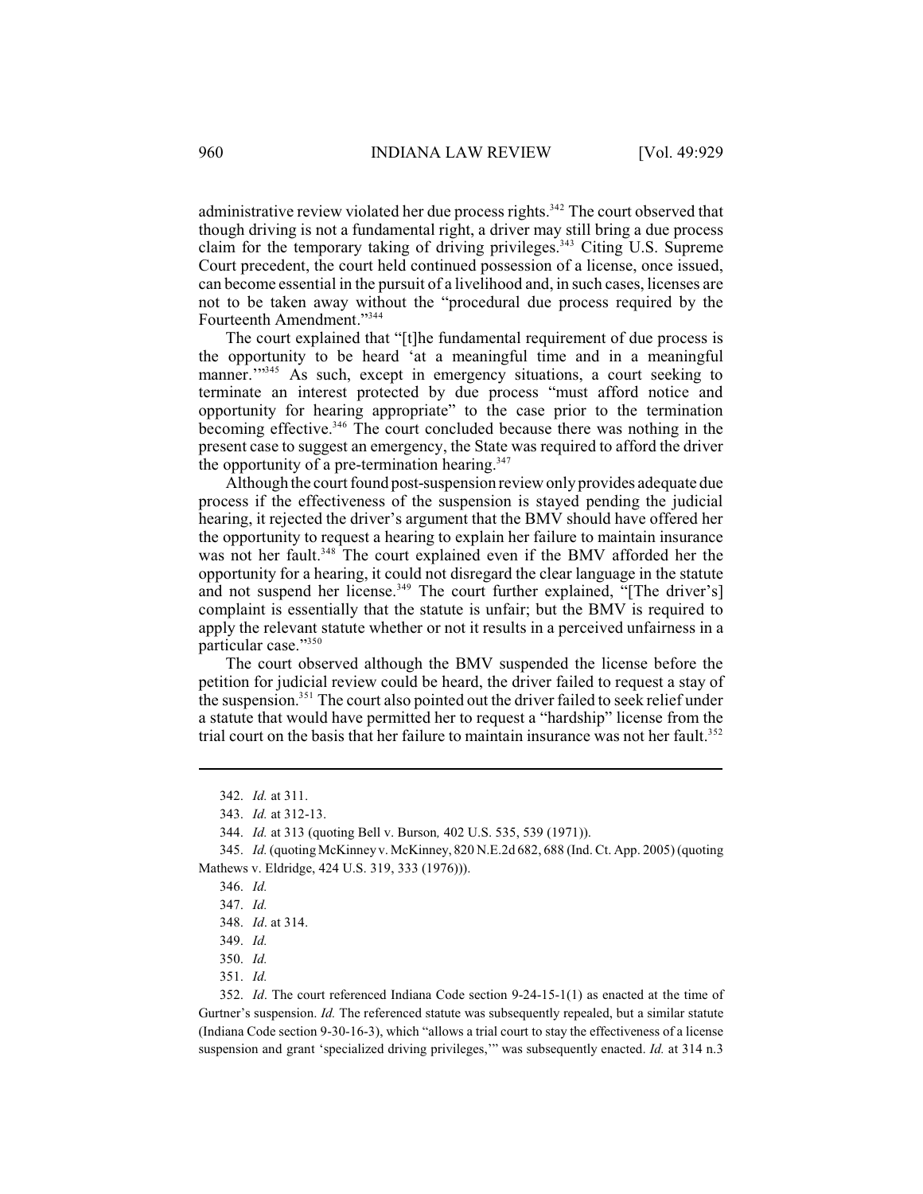administrative review violated her due process rights.[342] The court observed that though driving is not a fundamental right, a driver may still bring a due process claim for the temporary taking of driving privileges.[343] Citing U.S. Supreme Court precedent, the court held continued possession of a license, once issued, can become essential in the pursuit of a livelihood and, in such cases, licenses are not to be taken away without the "procedural due process required by the Fourteenth Amendment."[344]

The court explained that "[t]he fundamental requirement of due process is the opportunity to be heard 'at a meaningful time and in a meaningful manner.'"[345] As such, except in emergency situations, a court seeking to terminate an interest protected by due process "must afford notice and opportunity for hearing appropriate" to the case prior to the termination becoming effective.[346] The court concluded because there was nothing in the present case to suggest an emergency, the State was required to afford the driver the opportunity of a pre-termination hearing.[347]

Although the court found post-suspension review only provides adequate due process if the effectiveness of the suspension is stayed pending the judicial hearing, it rejected the driver's argument that the BMV should have offered her the opportunity to request a hearing to explain her failure to maintain insurance was not her fault.[348] The court explained even if the BMV afforded her the opportunity for a hearing, it could not disregard the clear language in the statute and not suspend her license.[349] The court further explained, "[The driver's] complaint is essentially that the statute is unfair; but the BMV is required to apply the relevant statute whether or not it results in a perceived unfairness in a particular case."[350]

The court observed although the BMV suspended the license before the petition for judicial review could be heard, the driver failed to request a stay of the suspension.[351] The court also pointed out the driver failed to seek relief under a statute that would have permitted her to request a "hardship" license from the trial court on the basis that her failure to maintain insurance was not her fault.[352]

---

342. *Id.* at 311.

343. *Id.* at 312-13.

344. *Id.* at 313 (quoting Bell v. Burson*,* 402 U.S. 535, 539 (1971)).

345. *Id.* (quoting McKinney v. McKinney, 820 N.E.2d 682, 688 (Ind. Ct. App. 2005) (quoting Mathews v. Eldridge, 424 U.S. 319, 333 (1976))).

346. *Id.*

347. *Id.*

348. *Id*. at 314.

349. *Id.*

350. *Id.*

351. *Id.*

352. *Id*. The court referenced Indiana Code section 9-24-15-1(1) as enacted at the time of Gurtner's suspension. *Id.* The referenced statute was subsequently repealed, but a similar statute (Indiana Code section 9-30-16-3), which "allows a trial court to stay the effectiveness of a license suspension and grant 'specialized driving privileges,'" was subsequently enacted. *Id.* at 314 n.3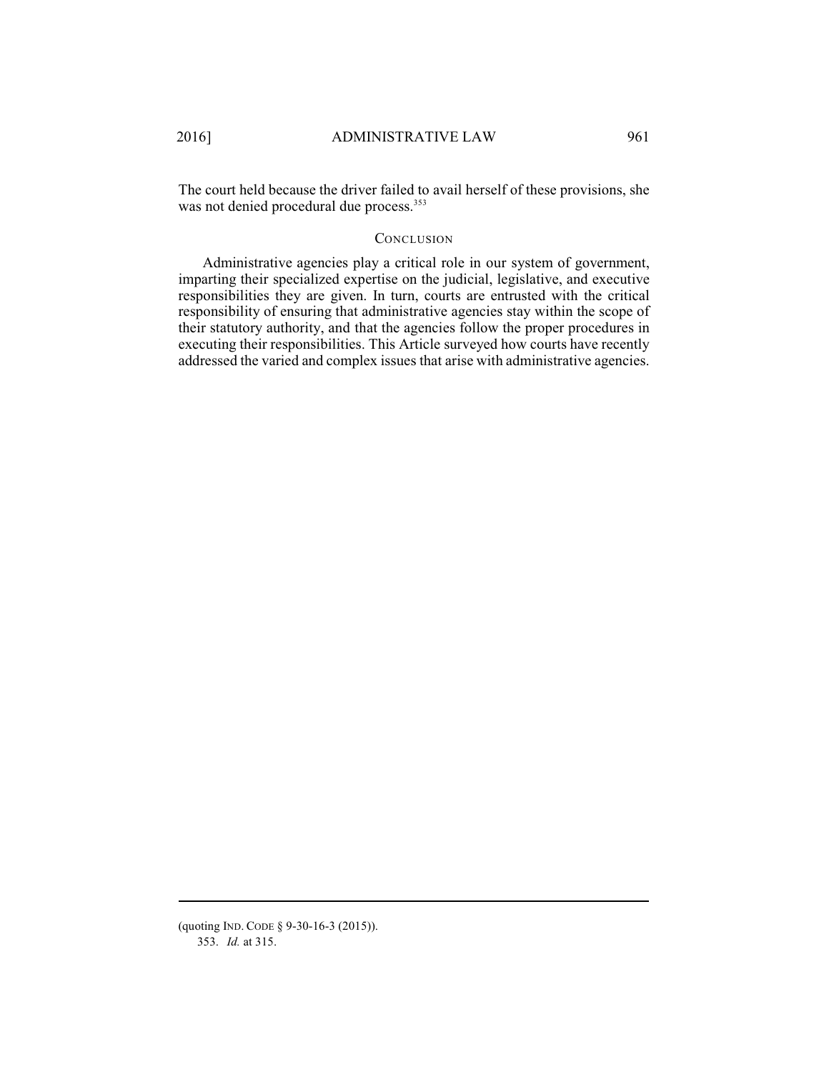The court held because the driver failed to avail herself of these provisions, she was not denied procedural due process.[353]

## CONCLUSION

Administrative agencies play a critical role in our system of government, imparting their specialized expertise on the judicial, legislative, and executive responsibilities they are given. In turn, courts are entrusted with the critical responsibility of ensuring that administrative agencies stay within the scope of their statutory authority, and that the agencies follow the proper procedures in executing their responsibilities. This Article surveyed how courts have recently addressed the varied and complex issues that arise with administrative agencies.

---

(quoting IND. CODE § 9-30-16-3 (2015)).

353. *Id.* at 315.